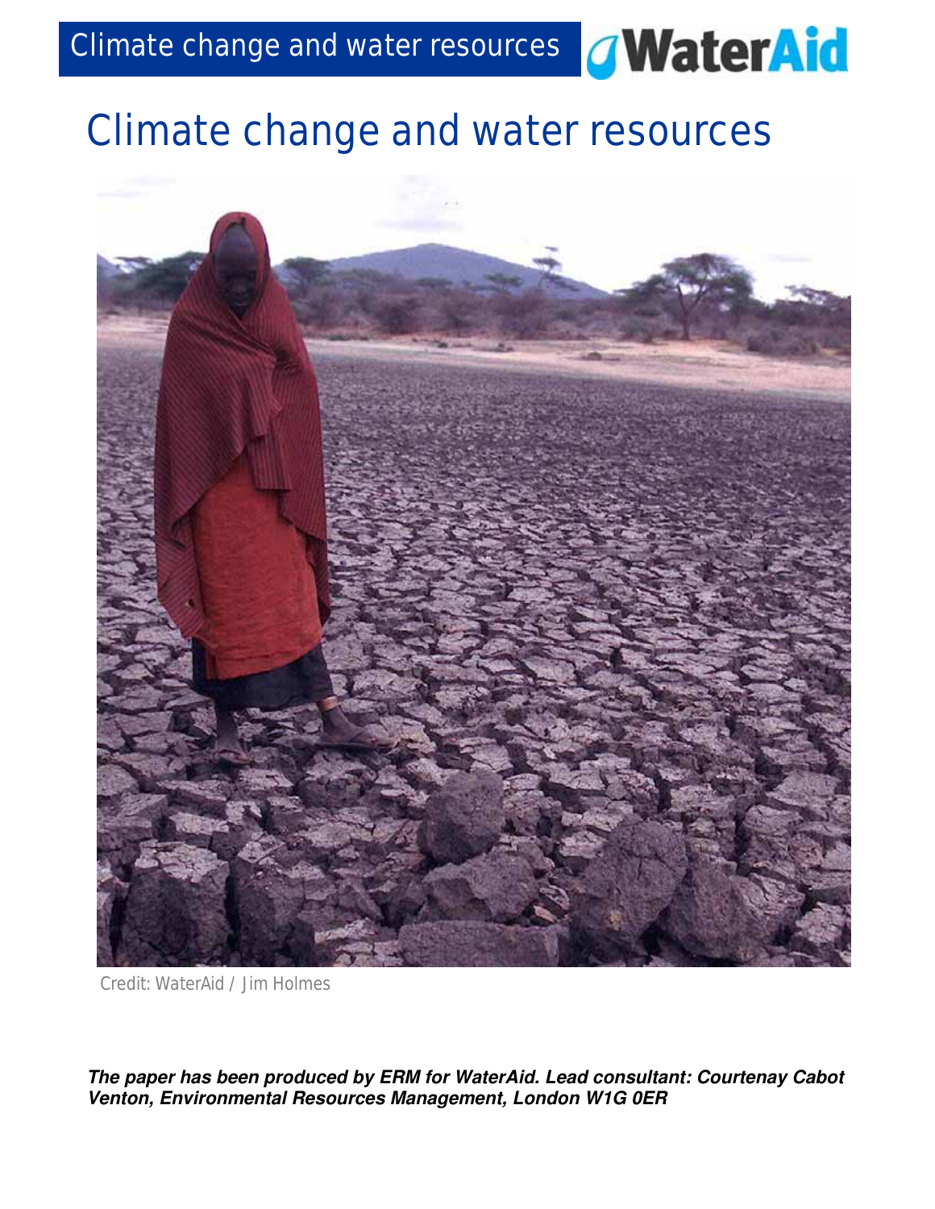# Climate change and water resources

Credit: WaterAid / Jim Holmes

***The paper has been produced by ERM for WaterAid. Lead consultant: Courtenay Cabot Venton, Environmental Resources Management, London W1G 0ER***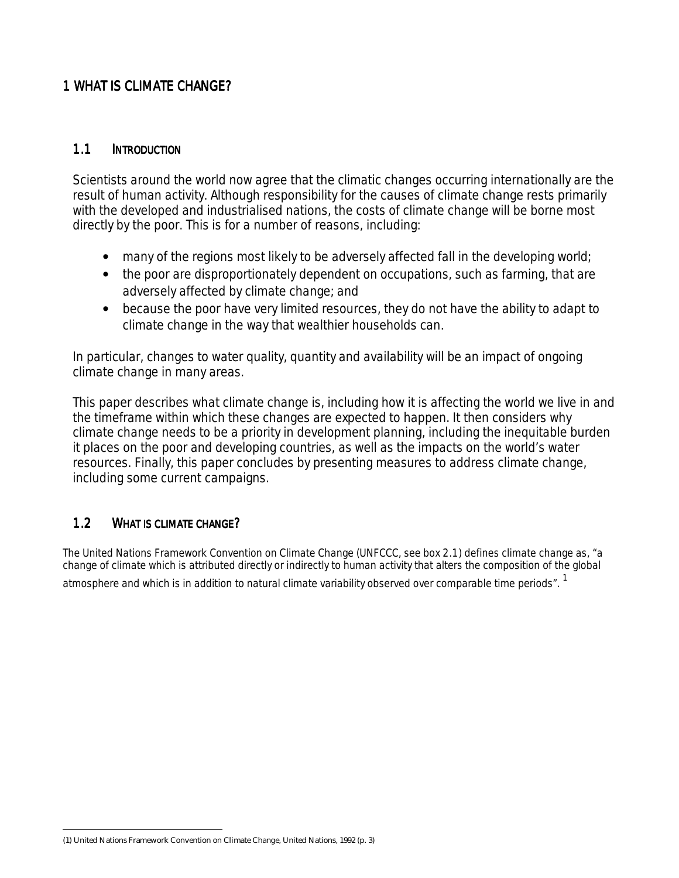# 1 WHAT IS CLIMATE CHANGE?

## 1.1 INTRODUCTION

Scientists around the world now agree that the climatic changes occurring internationally are the result of human activity. Although responsibility for the causes of climate change rests primarily with the developed and industrialised nations, the costs of climate change will be borne most directly by the poor. This is for a number of reasons, including:

- many of the regions most likely to be adversely affected fall in the developing world;
- the poor are disproportionately dependent on occupations, such as farming, that are adversely affected by climate change; and
- because the poor have very limited resources, they do not have the ability to adapt to climate change in the way that wealthier households can.

In particular, changes to water quality, quantity and availability will be an impact of ongoing climate change in many areas.

This paper describes what climate change is, including how it is affecting the world we live in and the timeframe within which these changes are expected to happen. It then considers why climate change needs to be a priority in development planning, including the inequitable burden it places on the poor and developing countries, as well as the impacts on the world's water resources. Finally, this paper concludes by presenting measures to address climate change, including some current campaigns.

## 1.2 WHAT IS CLIMATE CHANGE?

The United Nations Framework Convention on Climate Change (UNFCCC, see box 2.1) defines climate change as, "a change of climate which is attributed directly or indirectly to human activity that alters the composition of the global atmosphere and which is in addition to natural climate variability observed over comparable time periods". [1]

(1) United Nations Framework Convention on Climate Change, United Nations, 1992 (p. 3)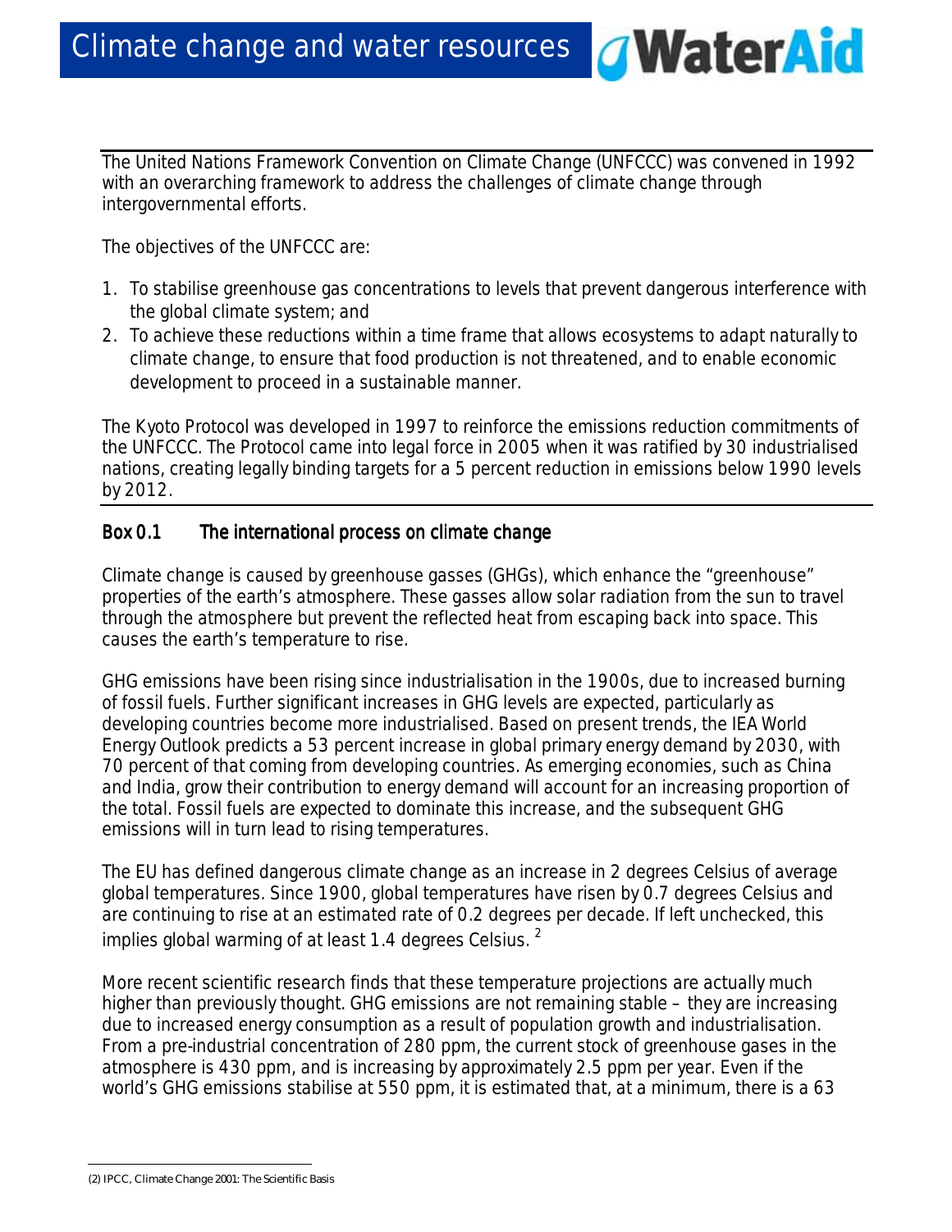The United Nations Framework Convention on Climate Change (UNFCCC) was convened in 1992 with an overarching framework to address the challenges of climate change through intergovernmental efforts.

The objectives of the UNFCCC are:

1. To stabilise greenhouse gas concentrations to levels that prevent dangerous interference with the global climate system; and
2. To achieve these reductions within a time frame that allows ecosystems to adapt naturally to climate change, to ensure that food production is not threatened, and to enable economic development to proceed in a sustainable manner.

The Kyoto Protocol was developed in 1997 to reinforce the emissions reduction commitments of the UNFCCC. The Protocol came into legal force in 2005 when it was ratified by 30 industrialised nations, creating legally binding targets for a 5 percent reduction in emissions below 1990 levels by 2012.

**Box 0.1 The international process on climate change**

Climate change is caused by greenhouse gasses (GHGs), which enhance the "greenhouse" properties of the earth's atmosphere. These gasses allow solar radiation from the sun to travel through the atmosphere but prevent the reflected heat from escaping back into space. This causes the earth's temperature to rise.

GHG emissions have been rising since industrialisation in the 1900s, due to increased burning of fossil fuels. Further significant increases in GHG levels are expected, particularly as developing countries become more industrialised. Based on present trends, the IEA World Energy Outlook predicts a 53 percent increase in global primary energy demand by 2030, with 70 percent of that coming from developing countries. As emerging economies, such as China and India, grow their contribution to energy demand will account for an increasing proportion of the total. Fossil fuels are expected to dominate this increase, and the subsequent GHG emissions will in turn lead to rising temperatures.

The EU has defined dangerous climate change as an increase in 2 degrees Celsius of average global temperatures. Since 1900, global temperatures have risen by 0.7 degrees Celsius and are continuing to rise at an estimated rate of 0.2 degrees per decade. If left unchecked, this implies global warming of at least 1.4 degrees Celsius. [2]

More recent scientific research finds that these temperature projections are actually much higher than previously thought. GHG emissions are not remaining stable – they are increasing due to increased energy consumption as a result of population growth and industrialisation. From a pre-industrial concentration of 280 ppm, the current stock of greenhouse gases in the atmosphere is 430 ppm, and is increasing by approximately 2.5 ppm per year. Even if the world's GHG emissions stabilise at 550 ppm, it is estimated that, at a minimum, there is a 63

(2) IPCC, Climate Change 2001: The Scientific Basis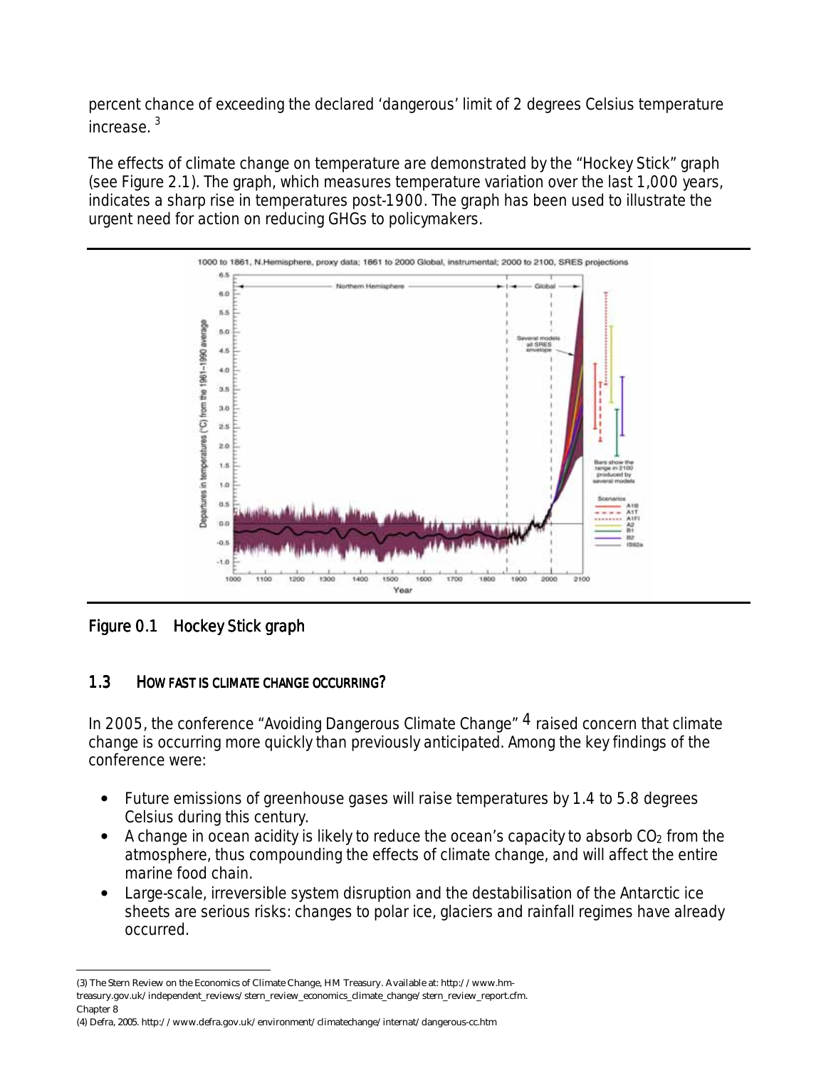percent chance of exceeding the declared 'dangerous' limit of 2 degrees Celsius temperature increase.[3]

The effects of climate change on temperature are demonstrated by the "Hockey Stick" graph (see Figure 2.1). The graph, which measures temperature variation over the last 1,000 years, indicates a sharp rise in temperatures post-1900. The graph has been used to illustrate the urgent need for action on reducing GHGs to policymakers.

Figure 0.1 Hockey Stick graph

### 1.3 HOW FAST IS CLIMATE CHANGE OCCURRING?

In 2005, the conference "Avoiding Dangerous Climate Change"[4] raised concern that climate change is occurring more quickly than previously anticipated. Among the key findings of the conference were:

- Future emissions of greenhouse gases will raise temperatures by 1.4 to 5.8 degrees Celsius during this century.
- A change in ocean acidity is likely to reduce the ocean's capacity to absorb $CO_2$ from the atmosphere, thus compounding the effects of climate change, and will affect the entire marine food chain.
- Large-scale, irreversible system disruption and the destabilisation of the Antarctic ice sheets are serious risks: changes to polar ice, glaciers and rainfall regimes have already occurred.

---

(3) The Stern Review on the Economics of Climate Change, HM Treasury. Available at: http://www.hm-treasury.gov.uk/independent_reviews/stern_review_economics_climate_change/stern_review_report.cfm. Chapter 8

(4) Defra, 2005. http://www.defra.gov.uk/environment/climatechange/internat/dangerous-cc.htm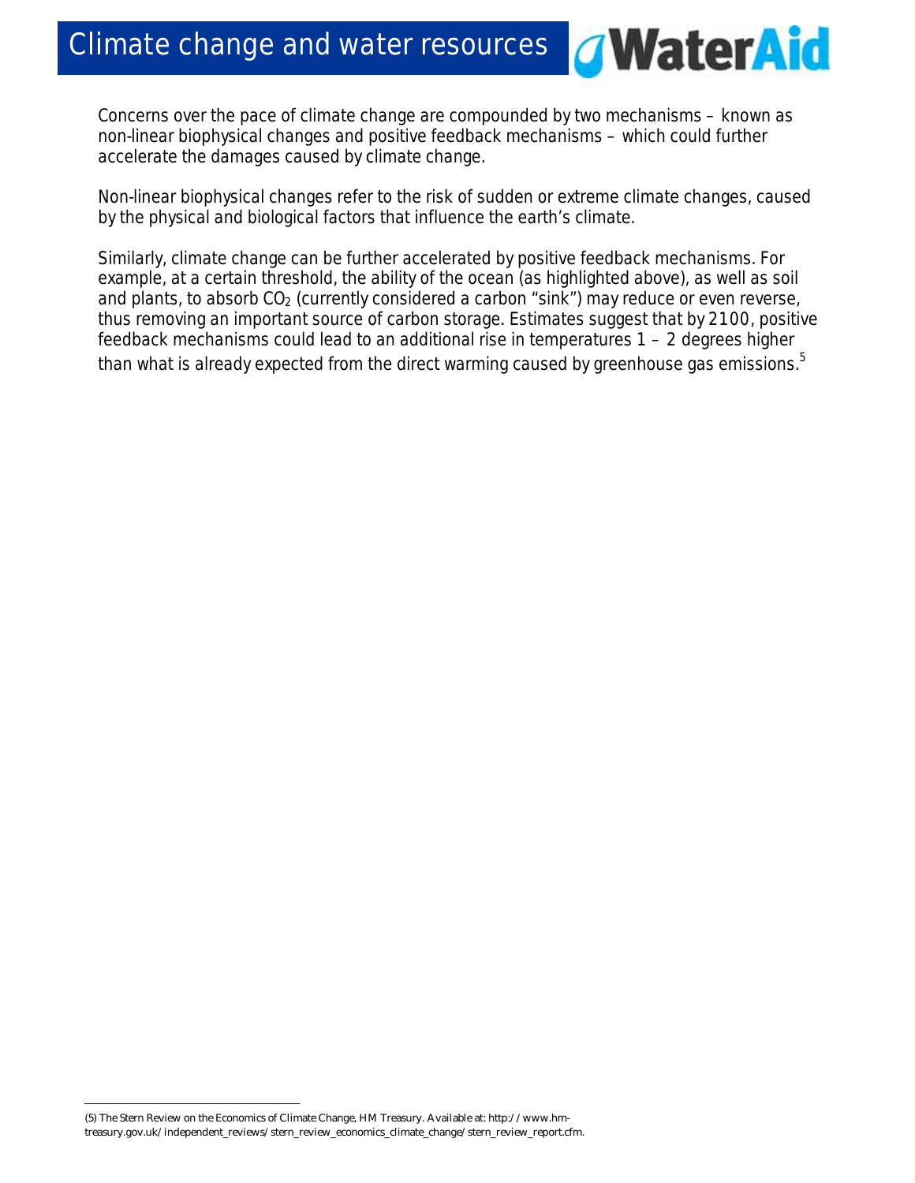Concerns over the pace of climate change are compounded by two mechanisms – known as non-linear biophysical changes and positive feedback mechanisms – which could further accelerate the damages caused by climate change.

Non-linear biophysical changes refer to the risk of sudden or extreme climate changes, caused by the physical and biological factors that influence the earth's climate.

Similarly, climate change can be further accelerated by positive feedback mechanisms. For example, at a certain threshold, the ability of the ocean (as highlighted above), as well as soil and plants, to absorb $CO_2$ (currently considered a carbon "sink") may reduce or even reverse, thus removing an important source of carbon storage. Estimates suggest that by 2100, positive feedback mechanisms could lead to an additional rise in temperatures 1 – 2 degrees higher than what is already expected from the direct warming caused by greenhouse gas emissions.[5]

(5) The Stern Review on the Economics of Climate Change, HM Treasury. Available at: http://www.hm-treasury.gov.uk/independent_reviews/stern_review_economics_climate_change/stern_review_report.cfm.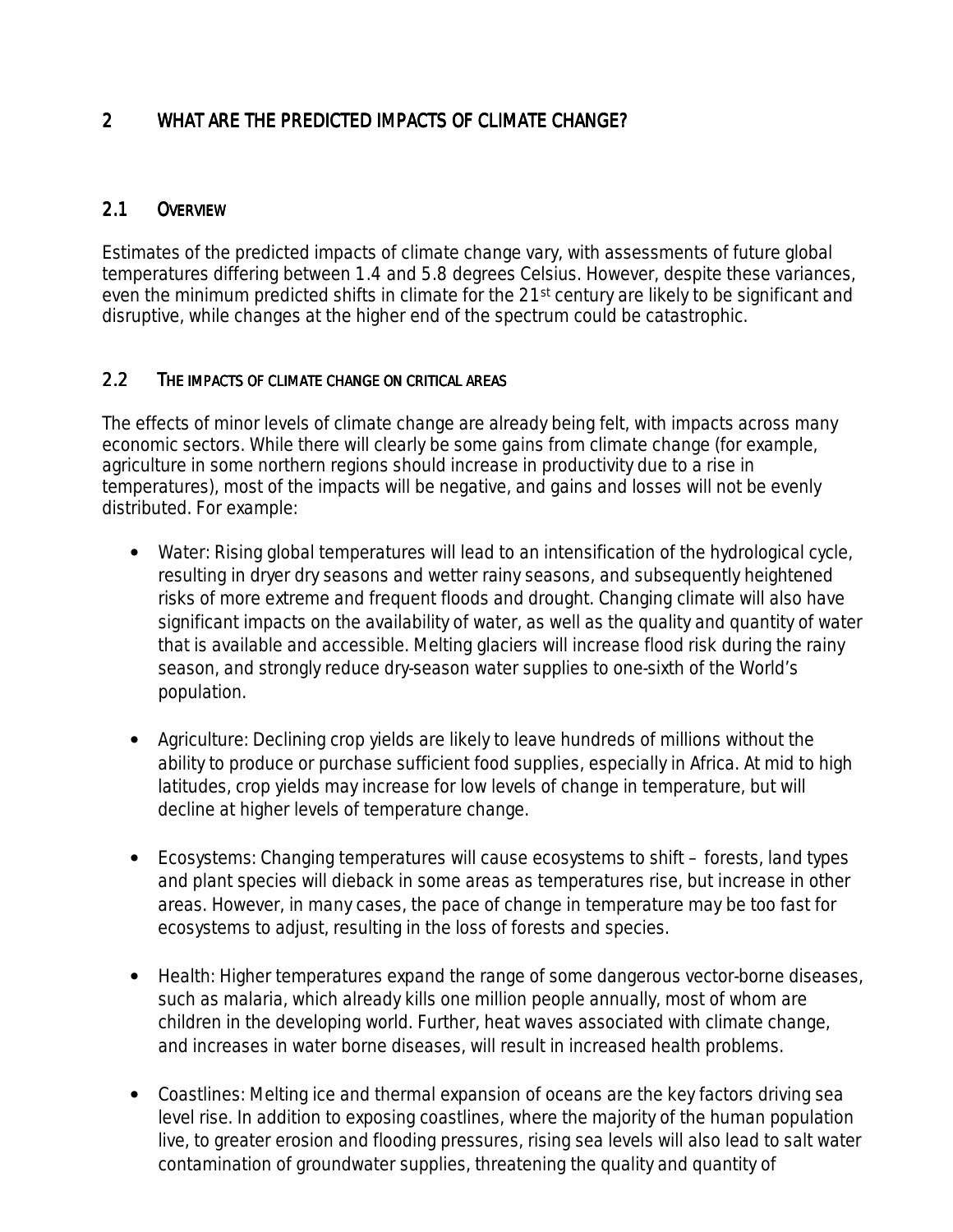# 2 WHAT ARE THE PREDICTED IMPACTS OF CLIMATE CHANGE?

## 2.1 OVERVIEW

Estimates of the predicted impacts of climate change vary, with assessments of future global temperatures differing between 1.4 and 5.8 degrees Celsius. However, despite these variances, even the minimum predicted shifts in climate for the 21st century are likely to be significant and disruptive, while changes at the higher end of the spectrum could be catastrophic.

## 2.2 THE IMPACTS OF CLIMATE CHANGE ON CRITICAL AREAS

The effects of minor levels of climate change are already being felt, with impacts across many economic sectors. While there will clearly be some gains from climate change (for example, agriculture in some northern regions should increase in productivity due to a rise in temperatures), most of the impacts will be negative, and gains and losses will not be evenly distributed. For example:

- Water: Rising global temperatures will lead to an intensification of the hydrological cycle, resulting in dryer dry seasons and wetter rainy seasons, and subsequently heightened risks of more extreme and frequent floods and drought. Changing climate will also have significant impacts on the availability of water, as well as the quality and quantity of water that is available and accessible. Melting glaciers will increase flood risk during the rainy season, and strongly reduce dry-season water supplies to one-sixth of the World's population.

- Agriculture: Declining crop yields are likely to leave hundreds of millions without the ability to produce or purchase sufficient food supplies, especially in Africa. At mid to high latitudes, crop yields may increase for low levels of change in temperature, but will decline at higher levels of temperature change.

- Ecosystems: Changing temperatures will cause ecosystems to shift – forests, land types and plant species will dieback in some areas as temperatures rise, but increase in other areas. However, in many cases, the pace of change in temperature may be too fast for ecosystems to adjust, resulting in the loss of forests and species.

- Health: Higher temperatures expand the range of some dangerous vector-borne diseases, such as malaria, which already kills one million people annually, most of whom are children in the developing world. Further, heat waves associated with climate change, and increases in water borne diseases, will result in increased health problems.

- Coastlines: Melting ice and thermal expansion of oceans are the key factors driving sea level rise. In addition to exposing coastlines, where the majority of the human population live, to greater erosion and flooding pressures, rising sea levels will also lead to salt water contamination of groundwater supplies, threatening the quality and quantity of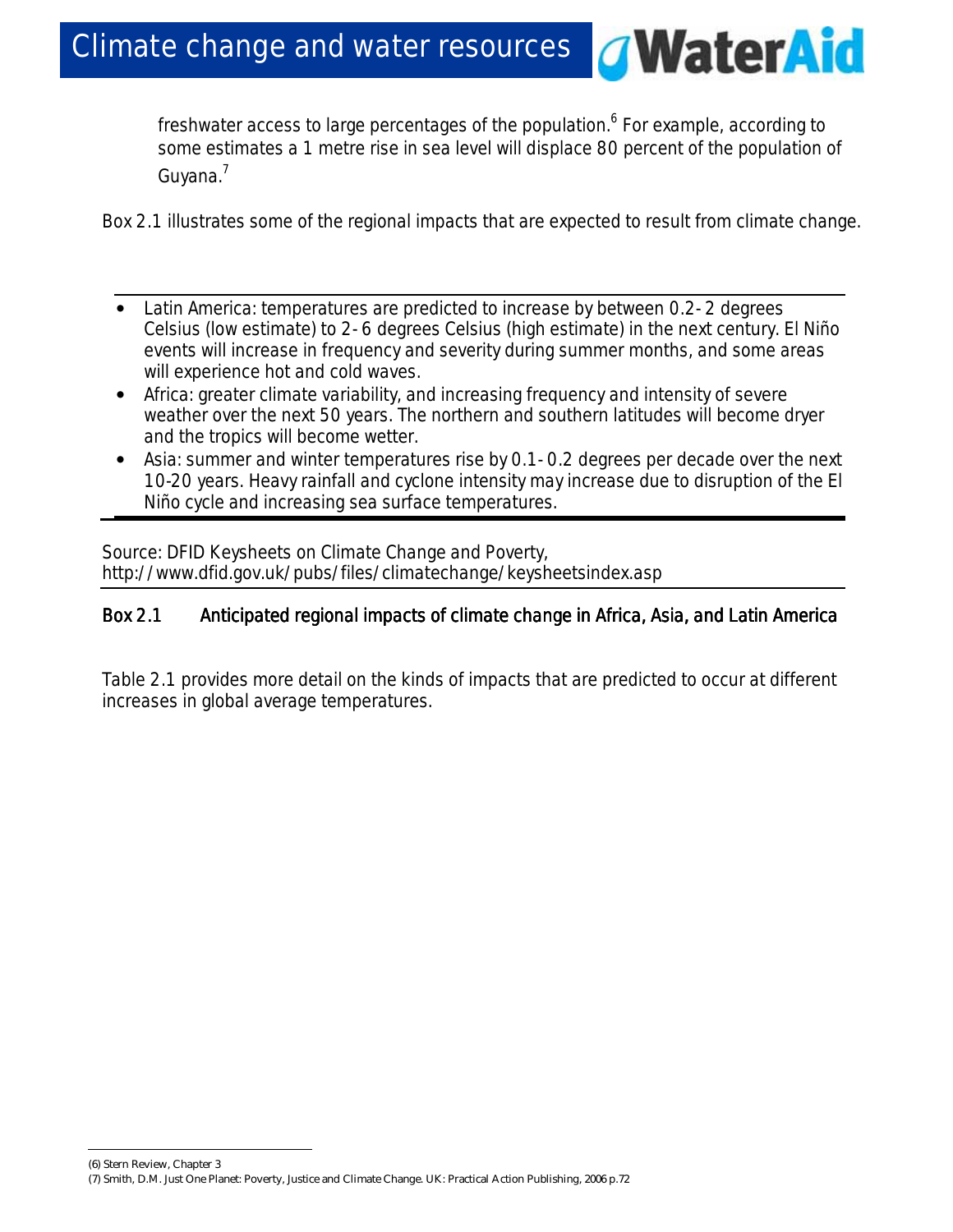freshwater access to large percentages of the population.[6] For example, according to some estimates a 1 metre rise in sea level will displace 80 percent of the population of Guyana.[7]

Box 2.1 illustrates some of the regional impacts that are expected to result from climate change.

- Latin America: temperatures are predicted to increase by between 0.2- 2 degrees Celsius (low estimate) to 2- 6 degrees Celsius (high estimate) in the next century. El Niño events will increase in frequency and severity during summer months, and some areas will experience hot and cold waves.
- Africa: greater climate variability, and increasing frequency and intensity of severe weather over the next 50 years. The northern and southern latitudes will become dryer and the tropics will become wetter.
- Asia: summer and winter temperatures rise by 0.1- 0.2 degrees per decade over the next 10-20 years. Heavy rainfall and cyclone intensity may increase due to disruption of the El Niño cycle and increasing sea surface temperatures.

Source: DFID Keysheets on Climate Change and Poverty, http://www.dfid.gov.uk/pubs/files/climatechange/keysheetsindex.asp

**Box 2.1 Anticipated regional impacts of climate change in Africa, Asia, and Latin America**

Table 2.1 provides more detail on the kinds of impacts that are predicted to occur at different increases in global average temperatures.

(6) Stern Review, Chapter 3

(7) Smith, D.M. Just One Planet: Poverty, Justice and Climate Change. UK: Practical Action Publishing, 2006 p.72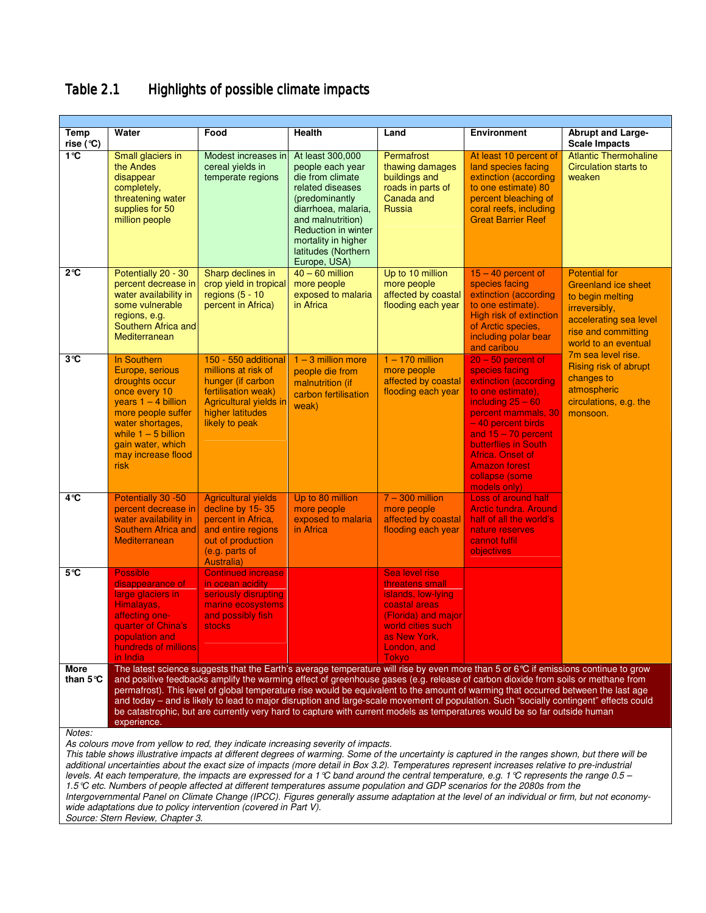## Table 2.1 Highlights of possible climate impacts

| Temp rise (°C) | Water | Food | Health | Land | Environment | Abrupt and Large-Scale Impacts |
|---|---|---|---|---|---|---|
| 1°C | Small glaciers in the Andes disappear completely, threatening water supplies for 50 million people | Modest increases in cereal yields in temperate regions | At least 300,000 people each year die from climate related diseases (predominantly diarrhoea, malaria, and malnutrition) Reduction in winter mortality in higher latitudes (Northern Europe, USA) | Permafrost thawing damages buildings and roads in parts of Canada and Russia | At least 10 percent of land species facing extinction (according to one estimate) 80 percent bleaching of coral reefs, including Great Barrier Reef | Atlantic Thermohaline Circulation starts to weaken |
| 2°C | Potentially 20 - 30 percent decrease in water availability in some vulnerable regions, e.g. Southern Africa and Mediterranean | Sharp declines in crop yield in tropical regions (5 - 10 percent in Africa) | 40 – 60 million more people exposed to malaria in Africa | Up to 10 million more people affected by coastal flooding each year | 15 – 40 percent of species facing extinction (according to one estimate). High risk of extinction of Arctic species, including polar bear and caribou | Potential for Greenland ice sheet to begin melting irreversibly, accelerating sea level rise and committing world to an eventual 7m sea level rise. Rising risk of abrupt changes to atmospheric circulations, e.g. the monsoon. |
| 3°C | In Southern Europe, serious droughts occur once every 10 years 1 – 4 billion more people suffer water shortages, while 1 – 5 billion gain water, which may increase flood risk | 150 - 550 additional millions at risk of hunger (if carbon fertilisation weak) Agricultural yields in higher latitudes likely to peak | 1 – 3 million more people die from malnutrition (if carbon fertilisation weak) | 1 – 170 million more people affected by coastal flooding each year | 20 – 50 percent of species facing extinction (according to one estimate), including 25 – 60 percent mammals, 30 – 40 percent birds and 15 – 70 percent butterflies in South Africa. Onset of Amazon forest collapse (some models only) | |
| 4°C | Potentially 30 -50 percent decrease in water availability in Southern Africa and Mediterranean | Agricultural yields decline by 15- 35 percent in Africa, and entire regions out of production (e.g. parts of Australia) | Up to 80 million more people exposed to malaria in Africa | 7 – 300 million more people affected by coastal flooding each year | Loss of around half Arctic tundra. Around half of all the world's nature reserves cannot fulfil objectives | |
| 5°C | Possible disappearance of large glaciers in Himalayas, affecting one-quarter of China's population and hundreds of millions in India | Continued increase in ocean acidity seriously disrupting marine ecosystems and possibly fish stocks | | Sea level rise threatens small islands, low-lying coastal areas (Florida) and major world cities such as New York, London, and Tokyo | | |
| More than 5°C | The latest science suggests that the Earth's average temperature will rise by even more than 5 or 6°C if emissions continue to grow and positive feedbacks amplify the warming effect of greenhouse gases (e.g. release of carbon dioxide from soils or methane from permafrost). This level of global temperature rise would be equivalent to the amount of warming that occurred between the last age and today – and is likely to lead to major disruption and large-scale movement of population. Such "socially contingent" effects could be catastrophic, but are currently very hard to capture with current models as temperatures would be so far outside human experience. | | | | | |

*Notes:*
*As colours move from yellow to red, they indicate increasing severity of impacts.*
*This table shows illustrative impacts at different degrees of warming. Some of the uncertainty is captured in the ranges shown, but there will be additional uncertainties about the exact size of impacts (more detail in Box 3.2). Temperatures represent increases relative to pre-industrial levels. At each temperature, the impacts are expressed for a 1°C band around the central temperature, e.g. 1°C represents the range 0.5 – 1.5°C etc. Numbers of people affected at different temperatures assume population and GDP scenarios for the 2080s from the Intergovernmental Panel on Climate Change (IPCC). Figures generally assume adaptation at the level of an individual or firm, but not economy-wide adaptations due to policy intervention (covered in Part V).*
*Source: Stern Review, Chapter 3.*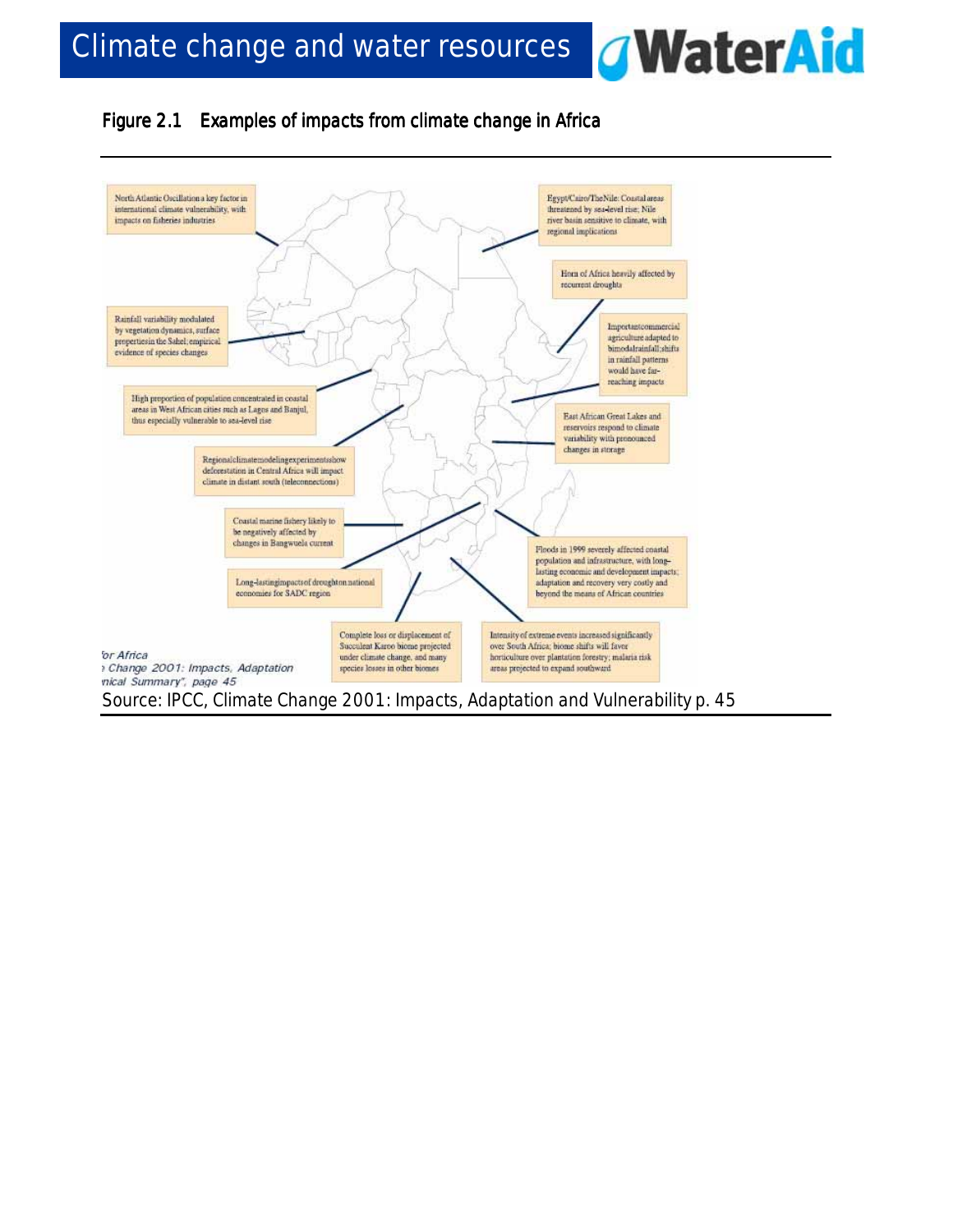## Figure 2.1 Examples of impacts from climate change in Africa

North Atlantic Oscillation a key factor in international climate vulnerability, with impacts on fisheries industries

Egypt/Cairo/The Nile: Coastal areas threatened by sea-level rise; Nile river basin sensitive to climate, with regional implications

Horn of Africa heavily affected by recurrent droughts

Rainfall variability modulated by vegetation dynamics, surface properties in the Sahel; empirical evidence of species changes

Important commercial agriculture adapted to bimodal rainfall; shifts in rainfall patterns would have far-reaching impacts

High proportion of population concentrated in coastal areas in West African cities such as Lagos and Banjul, thus especially vulnerable to sea-level rise

East African Great Lakes and reservoirs respond to climate variability with pronounced changes in storage

Regional climate modeling experiments show deforestation in Central Africa will impact climate in distant south (teleconnections)

Coastal marine fishery likely to be negatively affected by changes in Bengwuela current

Floods in 1999 severely affected coastal population and infrastructure, with long-lasting economic and development impacts; adaptation and recovery very costly and beyond the means of African countries

Long-lasting impacts of drought on national economies for SADC region

Complete loss or displacement of Succulent Karoo biome projected under climate change, and many species losses in other biomes

Intensity of extreme events increased significantly over South Africa; biome shifts will favor horticulture over plantation forestry; malaria risk areas projected to expand southward

Source: IPCC, Climate Change 2001: Impacts, Adaptation and Vulnerability p. 45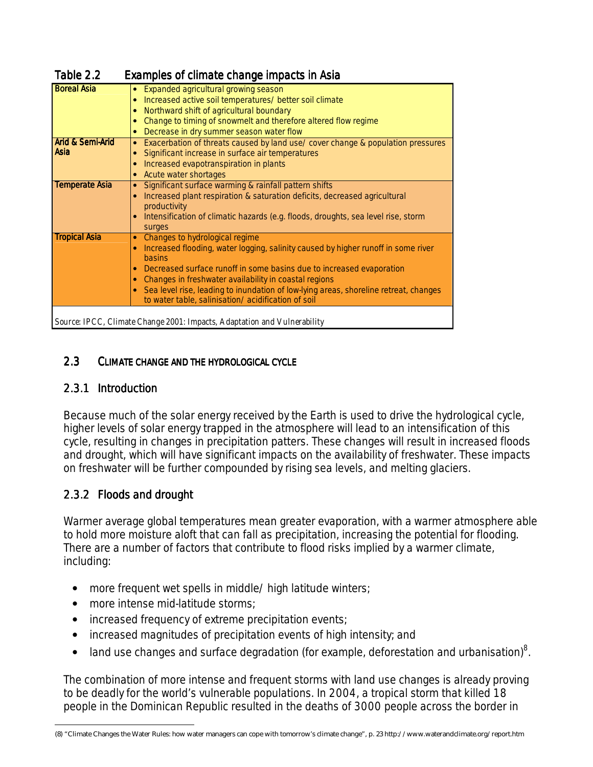**Table 2.2 Examples of climate change impacts in Asia**

| Region | Impacts |
| --- | --- |
| **Boreal Asia** | • Expanded agricultural growing season<br>• Increased active soil temperatures/ better soil climate<br>• Northward shift of agricultural boundary<br>• Change to timing of snowmelt and therefore altered flow regime<br>• Decrease in dry summer season water flow |
| **Arid & Semi-Arid Asia** | • Exacerbation of threats caused by land use/ cover change & population pressures<br>• Significant increase in surface air temperatures<br>• Increased evapotranspiration in plants<br>• Acute water shortages |
| **Temperate Asia** | • Significant surface warming & rainfall pattern shifts<br>• Increased plant respiration & saturation deficits, decreased agricultural productivity<br>• Intensification of climatic hazards (e.g. floods, droughts, sea level rise, storm surges |
| **Tropical Asia** | • Changes to hydrological regime<br>• Increased flooding, water logging, salinity caused by higher runoff in some river basins<br>• Decreased surface runoff in some basins due to increased evaporation<br>• Changes in freshwater availability in coastal regions<br>• Sea level rise, leading to inundation of low-lying areas, shoreline retreat, changes to water table, salinisation/ acidification of soil |

*Source: IPCC, Climate Change 2001: Impacts, Adaptation and Vulnerability*

## 2.3 CLIMATE CHANGE AND THE HYDROLOGICAL CYCLE

### 2.3.1 Introduction

Because much of the solar energy received by the Earth is used to drive the hydrological cycle, higher levels of solar energy trapped in the atmosphere will lead to an intensification of this cycle, resulting in changes in precipitation patters. These changes will result in increased floods and drought, which will have significant impacts on the availability of freshwater. These impacts on freshwater will be further compounded by rising sea levels, and melting glaciers.

### 2.3.2 Floods and drought

Warmer average global temperatures mean greater evaporation, with a warmer atmosphere able to hold more moisture aloft that can fall as precipitation, increasing the potential for flooding. There are a number of factors that contribute to flood risks implied by a warmer climate, including:

- more frequent wet spells in middle/ high latitude winters;
- more intense mid-latitude storms;
- increased frequency of extreme precipitation events;
- increased magnitudes of precipitation events of high intensity; and
- land use changes and surface degradation (for example, deforestation and urbanisation)[8].

The combination of more intense and frequent storms with land use changes is already proving to be deadly for the world's vulnerable populations. In 2004, a tropical storm that killed 18 people in the Dominican Republic resulted in the deaths of 3000 people across the border in

(8) "Climate Changes the Water Rules: how water managers can cope with tomorrow's climate change", p. 23 http://www.waterandclimate.org/report.htm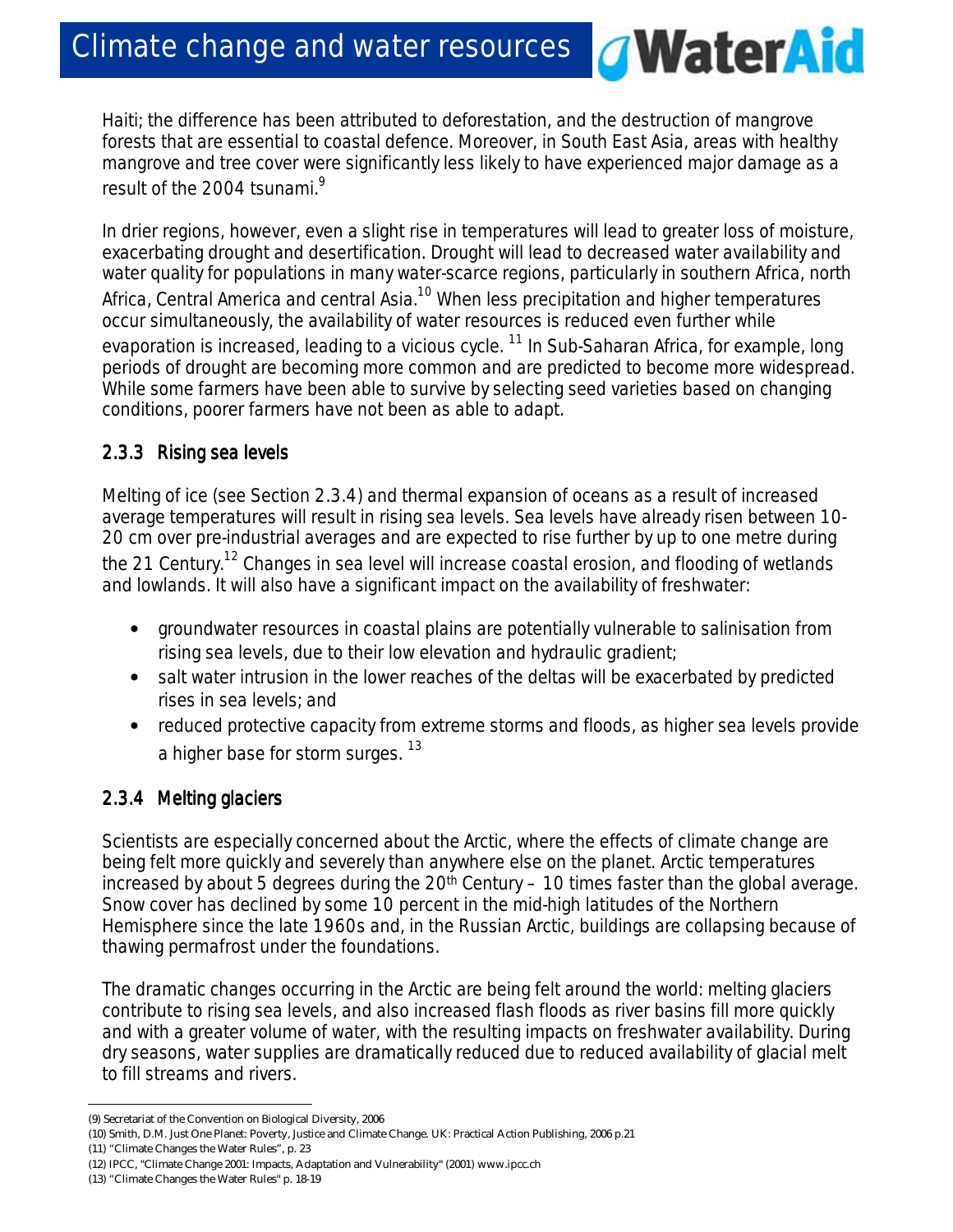Haiti; the difference has been attributed to deforestation, and the destruction of mangrove forests that are essential to coastal defence. Moreover, in South East Asia, areas with healthy mangrove and tree cover were significantly less likely to have experienced major damage as a result of the 2004 tsunami.[9]

In drier regions, however, even a slight rise in temperatures will lead to greater loss of moisture, exacerbating drought and desertification. Drought will lead to decreased water availability and water quality for populations in many water-scarce regions, particularly in southern Africa, north Africa, Central America and central Asia.[10] When less precipitation and higher temperatures occur simultaneously, the availability of water resources is reduced even further while evaporation is increased, leading to a vicious cycle. [11] In Sub-Saharan Africa, for example, long periods of drought are becoming more common and are predicted to become more widespread. While some farmers have been able to survive by selecting seed varieties based on changing conditions, poorer farmers have not been as able to adapt.

### 2.3.3 Rising sea levels

Melting of ice (see Section 2.3.4) and thermal expansion of oceans as a result of increased average temperatures will result in rising sea levels. Sea levels have already risen between 10-20 cm over pre-industrial averages and are expected to rise further by up to one metre during the 21 Century.[12] Changes in sea level will increase coastal erosion, and flooding of wetlands and lowlands. It will also have a significant impact on the availability of freshwater:

- groundwater resources in coastal plains are potentially vulnerable to salinisation from rising sea levels, due to their low elevation and hydraulic gradient;
- salt water intrusion in the lower reaches of the deltas will be exacerbated by predicted rises in sea levels; and
- reduced protective capacity from extreme storms and floods, as higher sea levels provide a higher base for storm surges. [13]

### 2.3.4 Melting glaciers

Scientists are especially concerned about the Arctic, where the effects of climate change are being felt more quickly and severely than anywhere else on the planet. Arctic temperatures increased by about 5 degrees during the 20th Century – 10 times faster than the global average. Snow cover has declined by some 10 percent in the mid-high latitudes of the Northern Hemisphere since the late 1960s and, in the Russian Arctic, buildings are collapsing because of thawing permafrost under the foundations.

The dramatic changes occurring in the Arctic are being felt around the world: melting glaciers contribute to rising sea levels, and also increased flash floods as river basins fill more quickly and with a greater volume of water, with the resulting impacts on freshwater availability. During dry seasons, water supplies are dramatically reduced due to reduced availability of glacial melt to fill streams and rivers.

---

(9) Secretariat of the Convention on Biological Diversity, 2006

(10) Smith, D.M. Just One Planet: Poverty, Justice and Climate Change. UK: Practical Action Publishing, 2006 p.21

(11) "Climate Changes the Water Rules", p. 23

(12) IPCC, "Climate Change 2001: Impacts, Adaptation and Vulnerability" (2001) www.ipcc.ch

(13) "Climate Changes the Water Rules" p. 18-19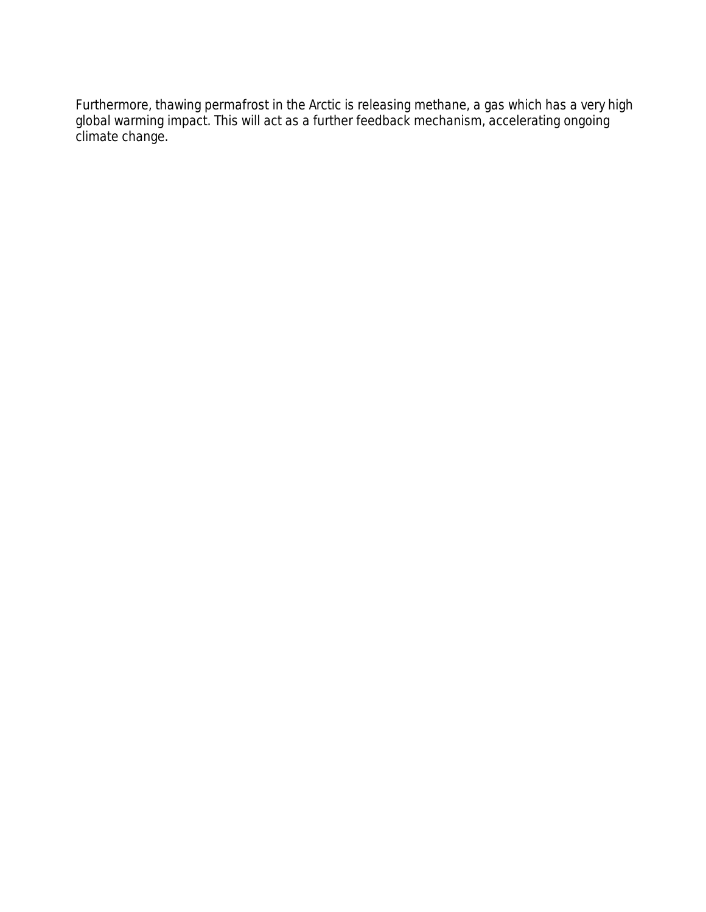Furthermore, thawing permafrost in the Arctic is releasing methane, a gas which has a very high global warming impact. This will act as a further feedback mechanism, accelerating ongoing climate change.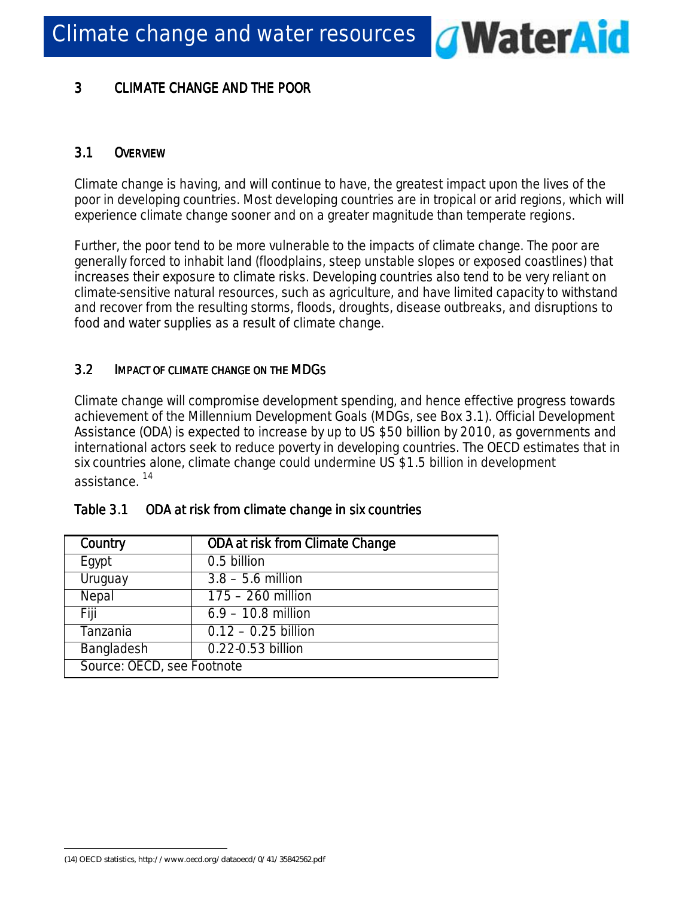# 3 CLIMATE CHANGE AND THE POOR

## 3.1 OVERVIEW

Climate change is having, and will continue to have, the greatest impact upon the lives of the poor in developing countries. Most developing countries are in tropical or arid regions, which will experience climate change sooner and on a greater magnitude than temperate regions.

Further, the poor tend to be more vulnerable to the impacts of climate change. The poor are generally forced to inhabit land (floodplains, steep unstable slopes or exposed coastlines) that increases their exposure to climate risks. Developing countries also tend to be very reliant on climate-sensitive natural resources, such as agriculture, and have limited capacity to withstand and recover from the resulting storms, floods, droughts, disease outbreaks, and disruptions to food and water supplies as a result of climate change.

## 3.2 IMPACT OF CLIMATE CHANGE ON THE MDGS

Climate change will compromise development spending, and hence effective progress towards achievement of the Millennium Development Goals (MDGs, see Box 3.1). Official Development Assistance (ODA) is expected to increase by up to US $50 billion by 2010, as governments and international actors seek to reduce poverty in developing countries. The OECD estimates that in six countries alone, climate change could undermine US $1.5 billion in development assistance. [14]

**Table 3.1 ODA at risk from climate change in six countries**

| Country | ODA at risk from Climate Change |
|---|---|
| Egypt | 0.5 billion |
| Uruguay | 3.8 – 5.6 million |
| Nepal | 175 – 260 million |
| Fiji | 6.9 – 10.8 million |
| Tanzania | 0.12 – 0.25 billion |
| Bangladesh | 0.22-0.53 billion |
| Source: OECD, see Footnote | |

(14) OECD statistics, http://www.oecd.org/dataoecd/0/41/35842562.pdf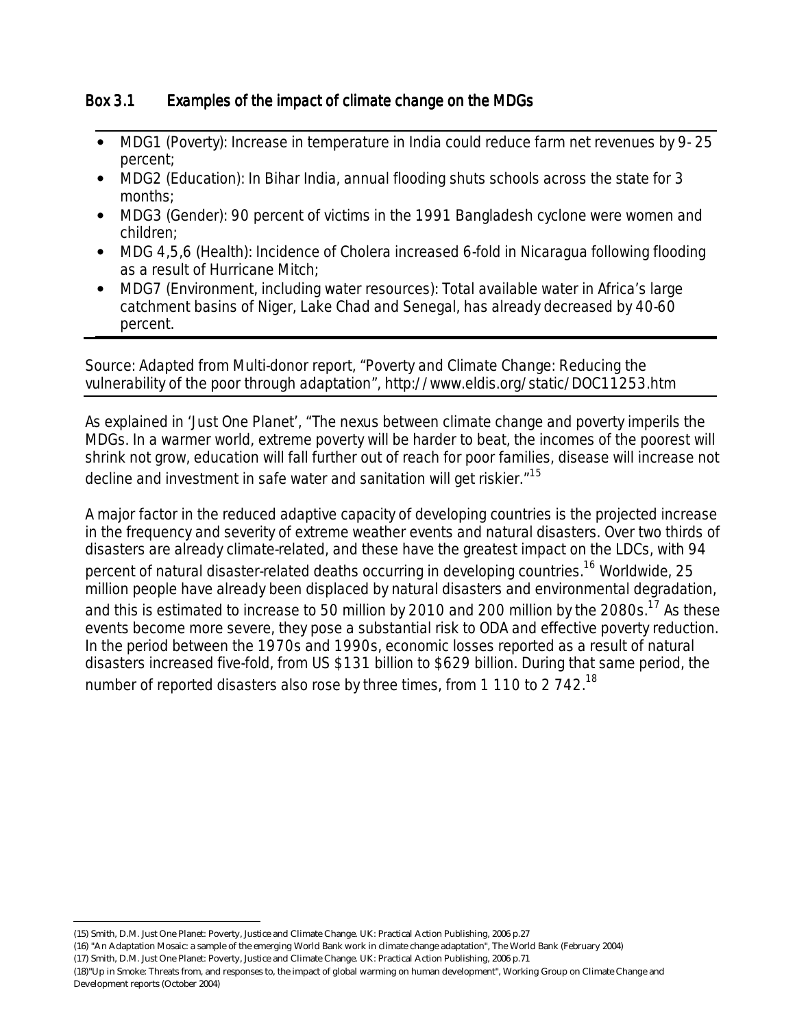### Box 3.1 Examples of the impact of climate change on the MDGs

- MDG1 (Poverty): Increase in temperature in India could reduce farm net revenues by 9- 25 percent;
- MDG2 (Education): In Bihar India, annual flooding shuts schools across the state for 3 months;
- MDG3 (Gender): 90 percent of victims in the 1991 Bangladesh cyclone were women and children;
- MDG 4,5,6 (Health): Incidence of Cholera increased 6-fold in Nicaragua following flooding as a result of Hurricane Mitch;
- MDG7 (Environment, including water resources): Total available water in Africa's large catchment basins of Niger, Lake Chad and Senegal, has already decreased by 40-60 percent.

Source: Adapted from Multi-donor report, "Poverty and Climate Change: Reducing the vulnerability of the poor through adaptation", http://www.eldis.org/static/DOC11253.htm

As explained in 'Just One Planet', "The nexus between climate change and poverty imperils the MDGs. In a warmer world, extreme poverty will be harder to beat, the incomes of the poorest will shrink not grow, education will fall further out of reach for poor families, disease will increase not decline and investment in safe water and sanitation will get riskier."[15]

A major factor in the reduced adaptive capacity of developing countries is the projected increase in the frequency and severity of extreme weather events and natural disasters. Over two thirds of disasters are already climate-related, and these have the greatest impact on the LDCs, with 94 percent of natural disaster-related deaths occurring in developing countries.[16] Worldwide, 25 million people have already been displaced by natural disasters and environmental degradation, and this is estimated to increase to 50 million by 2010 and 200 million by the 2080s.[17] As these events become more severe, they pose a substantial risk to ODA and effective poverty reduction. In the period between the 1970s and 1990s, economic losses reported as a result of natural disasters increased five-fold, from US $131 billion to $629 billion. During that same period, the number of reported disasters also rose by three times, from 1 110 to 2 742.[18]

---

(15) Smith, D.M. Just One Planet: Poverty, Justice and Climate Change. UK: Practical Action Publishing, 2006 p.27

(16) "An Adaptation Mosaic: a sample of the emerging World Bank work in climate change adaptation", The World Bank (February 2004)

(17) Smith, D.M. Just One Planet: Poverty, Justice and Climate Change. UK: Practical Action Publishing, 2006 p.71

(18)"Up in Smoke: Threats from, and responses to, the impact of global warming on human development", Working Group on Climate Change and Development reports (October 2004)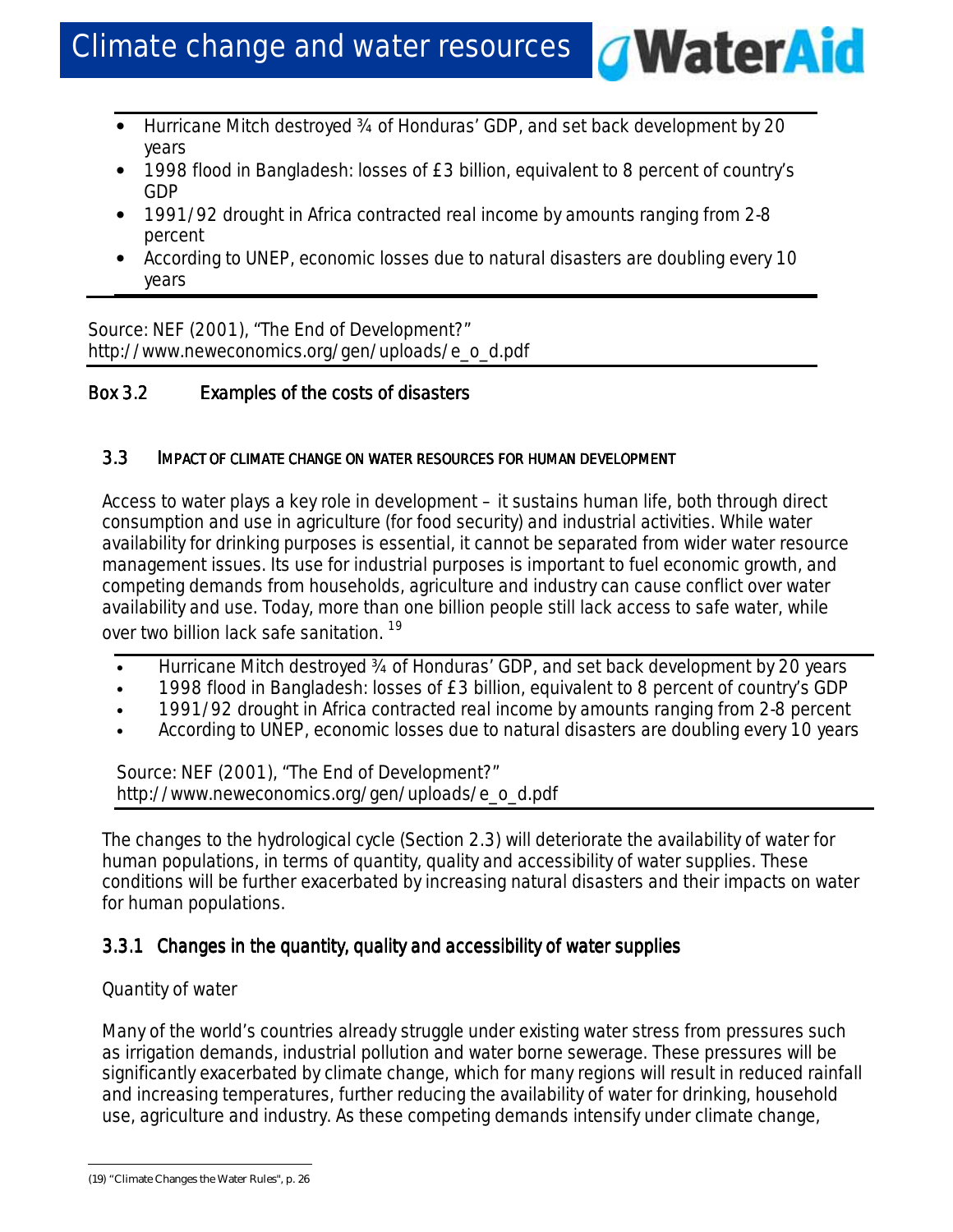- Hurricane Mitch destroyed ¾ of Honduras' GDP, and set back development by 20 years
- 1998 flood in Bangladesh: losses of £3 billion, equivalent to 8 percent of country's GDP
- 1991/92 drought in Africa contracted real income by amounts ranging from 2-8 percent
- According to UNEP, economic losses due to natural disasters are doubling every 10 years

Source: NEF (2001), "The End of Development?" http://www.neweconomics.org/gen/uploads/e_o_d.pdf

**Box 3.2 Examples of the costs of disasters**

## 3.3 IMPACT OF CLIMATE CHANGE ON WATER RESOURCES FOR HUMAN DEVELOPMENT

Access to water plays a key role in development – it sustains human life, both through direct consumption and use in agriculture (for food security) and industrial activities. While water availability for drinking purposes is essential, it cannot be separated from wider water resource management issues. Its use for industrial purposes is important to fuel economic growth, and competing demands from households, agriculture and industry can cause conflict over water availability and use. Today, more than one billion people still lack access to safe water, while over two billion lack safe sanitation. [19]

- Hurricane Mitch destroyed ¾ of Honduras' GDP, and set back development by 20 years
- 1998 flood in Bangladesh: losses of £3 billion, equivalent to 8 percent of country's GDP
- 1991/92 drought in Africa contracted real income by amounts ranging from 2-8 percent
- According to UNEP, economic losses due to natural disasters are doubling every 10 years

Source: NEF (2001), "The End of Development?" http://www.neweconomics.org/gen/uploads/e_o_d.pdf

The changes to the hydrological cycle (Section 2.3) will deteriorate the availability of water for human populations, in terms of quantity, quality and accessibility of water supplies. These conditions will be further exacerbated by increasing natural disasters and their impacts on water for human populations.

### 3.3.1 Changes in the quantity, quality and accessibility of water supplies

*Quantity of water*

Many of the world's countries already struggle under existing water stress from pressures such as irrigation demands, industrial pollution and water borne sewerage. These pressures will be significantly exacerbated by climate change, which for many regions will result in reduced rainfall and increasing temperatures, further reducing the availability of water for drinking, household use, agriculture and industry. As these competing demands intensify under climate change,

(19) "Climate Changes the Water Rules", p. 26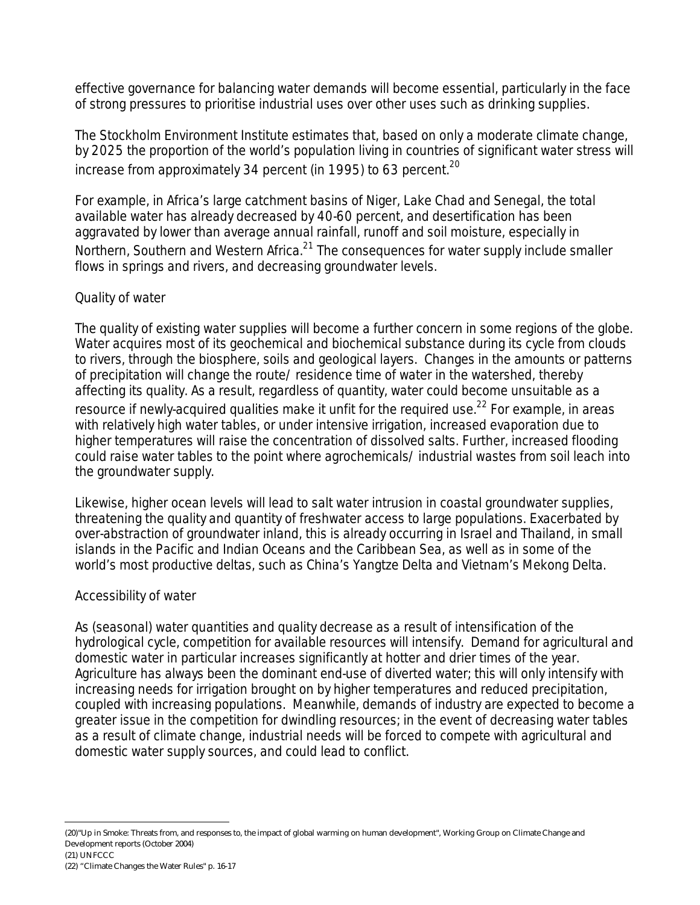effective governance for balancing water demands will become essential, particularly in the face of strong pressures to prioritise industrial uses over other uses such as drinking supplies.

The Stockholm Environment Institute estimates that, based on only a moderate climate change, by 2025 the proportion of the world's population living in countries of significant water stress will increase from approximately 34 percent (in 1995) to 63 percent.[20]

For example, in Africa's large catchment basins of Niger, Lake Chad and Senegal, the total available water has already decreased by 40-60 percent, and desertification has been aggravated by lower than average annual rainfall, runoff and soil moisture, especially in Northern, Southern and Western Africa.[21] The consequences for water supply include smaller flows in springs and rivers, and decreasing groundwater levels.

## Quality of water

The quality of existing water supplies will become a further concern in some regions of the globe. Water acquires most of its geochemical and biochemical substance during its cycle from clouds to rivers, through the biosphere, soils and geological layers. Changes in the amounts or patterns of precipitation will change the route/ residence time of water in the watershed, thereby affecting its quality. As a result, regardless of quantity, water could become unsuitable as a resource if newly-acquired qualities make it unfit for the required use.[22] For example, in areas with relatively high water tables, or under intensive irrigation, increased evaporation due to higher temperatures will raise the concentration of dissolved salts. Further, increased flooding could raise water tables to the point where agrochemicals/ industrial wastes from soil leach into the groundwater supply.

Likewise, higher ocean levels will lead to salt water intrusion in coastal groundwater supplies, threatening the quality and quantity of freshwater access to large populations. Exacerbated by over-abstraction of groundwater inland, this is already occurring in Israel and Thailand, in small islands in the Pacific and Indian Oceans and the Caribbean Sea, as well as in some of the world's most productive deltas, such as China's Yangtze Delta and Vietnam's Mekong Delta.

## Accessibility of water

As (seasonal) water quantities and quality decrease as a result of intensification of the hydrological cycle, competition for available resources will intensify. Demand for agricultural and domestic water in particular increases significantly at hotter and drier times of the year. Agriculture has always been the dominant end-use of diverted water; this will only intensify with increasing needs for irrigation brought on by higher temperatures and reduced precipitation, coupled with increasing populations. Meanwhile, demands of industry are expected to become a greater issue in the competition for dwindling resources; in the event of decreasing water tables as a result of climate change, industrial needs will be forced to compete with agricultural and domestic water supply sources, and could lead to conflict.

---

(20)"Up in Smoke: Threats from, and responses to, the impact of global warming on human development", Working Group on Climate Change and Development reports (October 2004)

(21) UNFCCC

(22) "Climate Changes the Water Rules" p. 16-17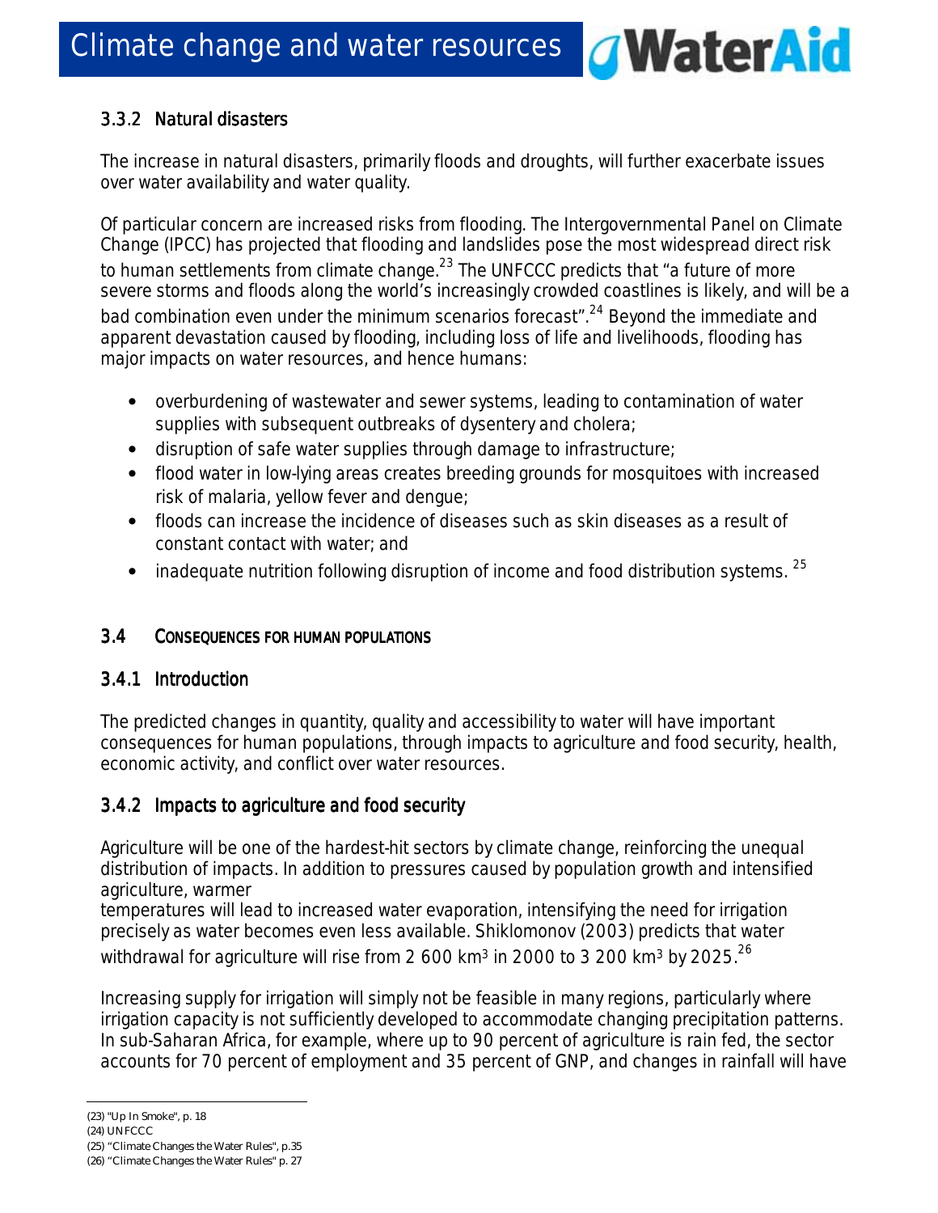### 3.3.2 Natural disasters

The increase in natural disasters, primarily floods and droughts, will further exacerbate issues over water availability and water quality.

Of particular concern are increased risks from flooding. The Intergovernmental Panel on Climate Change (IPCC) has projected that flooding and landslides pose the most widespread direct risk to human settlements from climate change.[23] The UNFCCC predicts that "a future of more severe storms and floods along the world's increasingly crowded coastlines is likely, and will be a bad combination even under the minimum scenarios forecast".[24] Beyond the immediate and apparent devastation caused by flooding, including loss of life and livelihoods, flooding has major impacts on water resources, and hence humans:

- overburdening of wastewater and sewer systems, leading to contamination of water supplies with subsequent outbreaks of dysentery and cholera;
- disruption of safe water supplies through damage to infrastructure;
- flood water in low-lying areas creates breeding grounds for mosquitoes with increased risk of malaria, yellow fever and dengue;
- floods can increase the incidence of diseases such as skin diseases as a result of constant contact with water; and
- inadequate nutrition following disruption of income and food distribution systems. [25]

## 3.4 CONSEQUENCES FOR HUMAN POPULATIONS

### 3.4.1 Introduction

The predicted changes in quantity, quality and accessibility to water will have important consequences for human populations, through impacts to agriculture and food security, health, economic activity, and conflict over water resources.

### 3.4.2 Impacts to agriculture and food security

Agriculture will be one of the hardest-hit sectors by climate change, reinforcing the unequal distribution of impacts. In addition to pressures caused by population growth and intensified agriculture, warmer temperatures will lead to increased water evaporation, intensifying the need for irrigation precisely as water becomes even less available. Shiklomonov (2003) predicts that water withdrawal for agriculture will rise from 2 600 km$^3$ in 2000 to 3 200 km$^3$ by 2025.[26]

Increasing supply for irrigation will simply not be feasible in many regions, particularly where irrigation capacity is not sufficiently developed to accommodate changing precipitation patterns. In sub-Saharan Africa, for example, where up to 90 percent of agriculture is rain fed, the sector accounts for 70 percent of employment and 35 percent of GNP, and changes in rainfall will have

---

(23) "Up In Smoke", p. 18
(24) UNFCCC
(25) "Climate Changes the Water Rules", p.35
(26) "Climate Changes the Water Rules" p. 27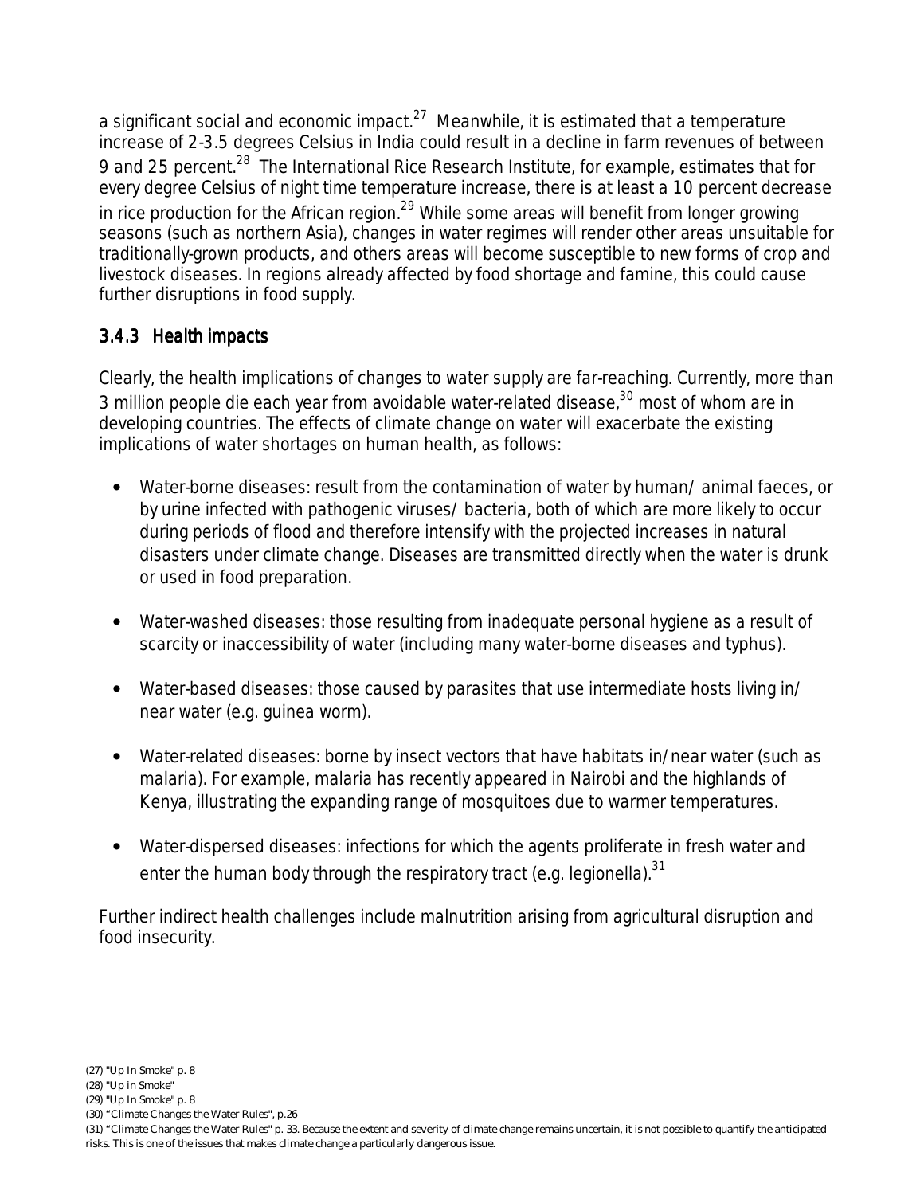a significant social and economic impact.[27] Meanwhile, it is estimated that a temperature increase of 2-3.5 degrees Celsius in India could result in a decline in farm revenues of between 9 and 25 percent.[28] The International Rice Research Institute, for example, estimates that for every degree Celsius of night time temperature increase, there is at least a 10 percent decrease in rice production for the African region.[29] While some areas will benefit from longer growing seasons (such as northern Asia), changes in water regimes will render other areas unsuitable for traditionally-grown products, and others areas will become susceptible to new forms of crop and livestock diseases. In regions already affected by food shortage and famine, this could cause further disruptions in food supply.

### 3.4.3 Health impacts

Clearly, the health implications of changes to water supply are far-reaching. Currently, more than 3 million people die each year from avoidable water-related disease,[30] most of whom are in developing countries. The effects of climate change on water will exacerbate the existing implications of water shortages on human health, as follows:

- Water-borne diseases: result from the contamination of water by human/ animal faeces, or by urine infected with pathogenic viruses/ bacteria, both of which are more likely to occur during periods of flood and therefore intensify with the projected increases in natural disasters under climate change. Diseases are transmitted directly when the water is drunk or used in food preparation.

- Water-washed diseases: those resulting from inadequate personal hygiene as a result of scarcity or inaccessibility of water (including many water-borne diseases and typhus).

- Water-based diseases: those caused by parasites that use intermediate hosts living in/ near water (e.g. guinea worm).

- Water-related diseases: borne by insect vectors that have habitats in/near water (such as malaria). For example, malaria has recently appeared in Nairobi and the highlands of Kenya, illustrating the expanding range of mosquitoes due to warmer temperatures.

- Water-dispersed diseases: infections for which the agents proliferate in fresh water and enter the human body through the respiratory tract (e.g. legionella).[31]

Further indirect health challenges include malnutrition arising from agricultural disruption and food insecurity.

---

(27) "Up In Smoke" p. 8
(28) "Up in Smoke"
(29) "Up In Smoke" p. 8
(30) "Climate Changes the Water Rules", p.26
(31) "Climate Changes the Water Rules" p. 33. Because the extent and severity of climate change remains uncertain, it is not possible to quantify the anticipated risks. This is one of the issues that makes climate change a particularly dangerous issue.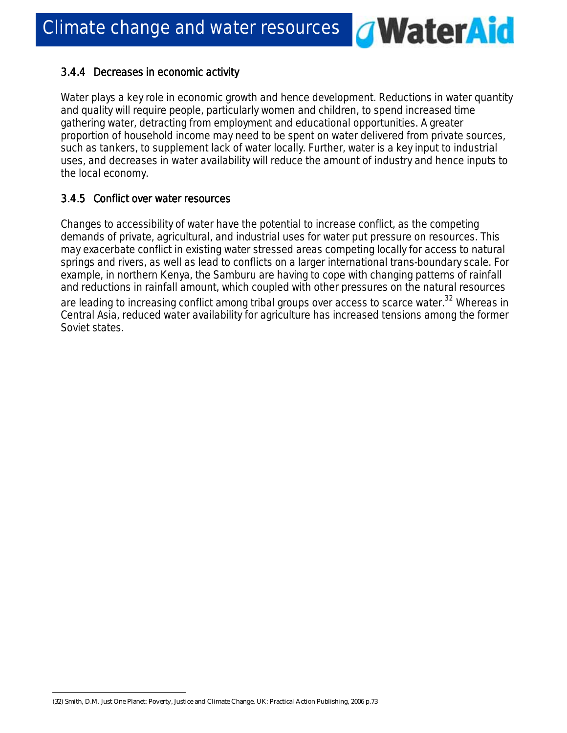### 3.4.4 Decreases in economic activity

Water plays a key role in economic growth and hence development. Reductions in water quantity and quality will require people, particularly women and children, to spend increased time gathering water, detracting from employment and educational opportunities. A greater proportion of household income may need to be spent on water delivered from private sources, such as tankers, to supplement lack of water locally. Further, water is a key input to industrial uses, and decreases in water availability will reduce the amount of industry and hence inputs to the local economy.

### 3.4.5 Conflict over water resources

Changes to accessibility of water have the potential to increase conflict, as the competing demands of private, agricultural, and industrial uses for water put pressure on resources. This may exacerbate conflict in existing water stressed areas competing locally for access to natural springs and rivers, as well as lead to conflicts on a larger international trans-boundary scale. For example, in northern Kenya, the Samburu are having to cope with changing patterns of rainfall and reductions in rainfall amount, which coupled with other pressures on the natural resources are leading to increasing conflict among tribal groups over access to scarce water.[32] Whereas in Central Asia, reduced water availability for agriculture has increased tensions among the former Soviet states.

(32) Smith, D.M. Just One Planet: Poverty, Justice and Climate Change. UK: Practical Action Publishing, 2006 p.73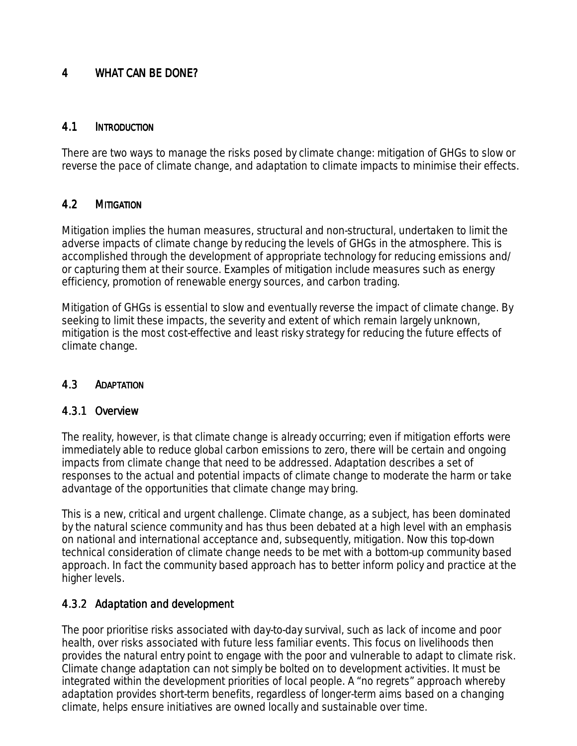# 4 WHAT CAN BE DONE?

## 4.1 INTRODUCTION

There are two ways to manage the risks posed by climate change: mitigation of GHGs to slow or reverse the pace of climate change, and adaptation to climate impacts to minimise their effects.

## 4.2 MITIGATION

Mitigation implies the human measures, structural and non-structural, undertaken to limit the adverse impacts of climate change by reducing the levels of GHGs in the atmosphere. This is accomplished through the development of appropriate technology for reducing emissions and/ or capturing them at their source. Examples of mitigation include measures such as energy efficiency, promotion of renewable energy sources, and carbon trading.

Mitigation of GHGs is essential to slow and eventually reverse the impact of climate change. By seeking to limit these impacts, the severity and extent of which remain largely unknown, mitigation is the most cost-effective and least risky strategy for reducing the future effects of climate change.

## 4.3 ADAPTATION

### 4.3.1 Overview

The reality, however, is that climate change is already occurring; even if mitigation efforts were immediately able to reduce global carbon emissions to zero, there will be certain and ongoing impacts from climate change that need to be addressed. Adaptation describes a set of responses to the actual and potential impacts of climate change to moderate the harm or take advantage of the opportunities that climate change may bring.

This is a new, critical and urgent challenge. Climate change, as a subject, has been dominated by the natural science community and has thus been debated at a high level with an emphasis on national and international acceptance and, subsequently, mitigation. Now this top-down technical consideration of climate change needs to be met with a bottom-up community based approach. In fact the community based approach has to better inform policy and practice at the higher levels.

### 4.3.2 Adaptation and development

The poor prioritise risks associated with day-to-day survival, such as lack of income and poor health, over risks associated with future less familiar events. This focus on livelihoods then provides the natural entry point to engage with the poor and vulnerable to adapt to climate risk. Climate change adaptation can not simply be bolted on to development activities. It must be integrated within the development priorities of local people. A "no regrets" approach whereby adaptation provides short-term benefits, regardless of longer-term aims based on a changing climate, helps ensure initiatives are owned locally and sustainable over time.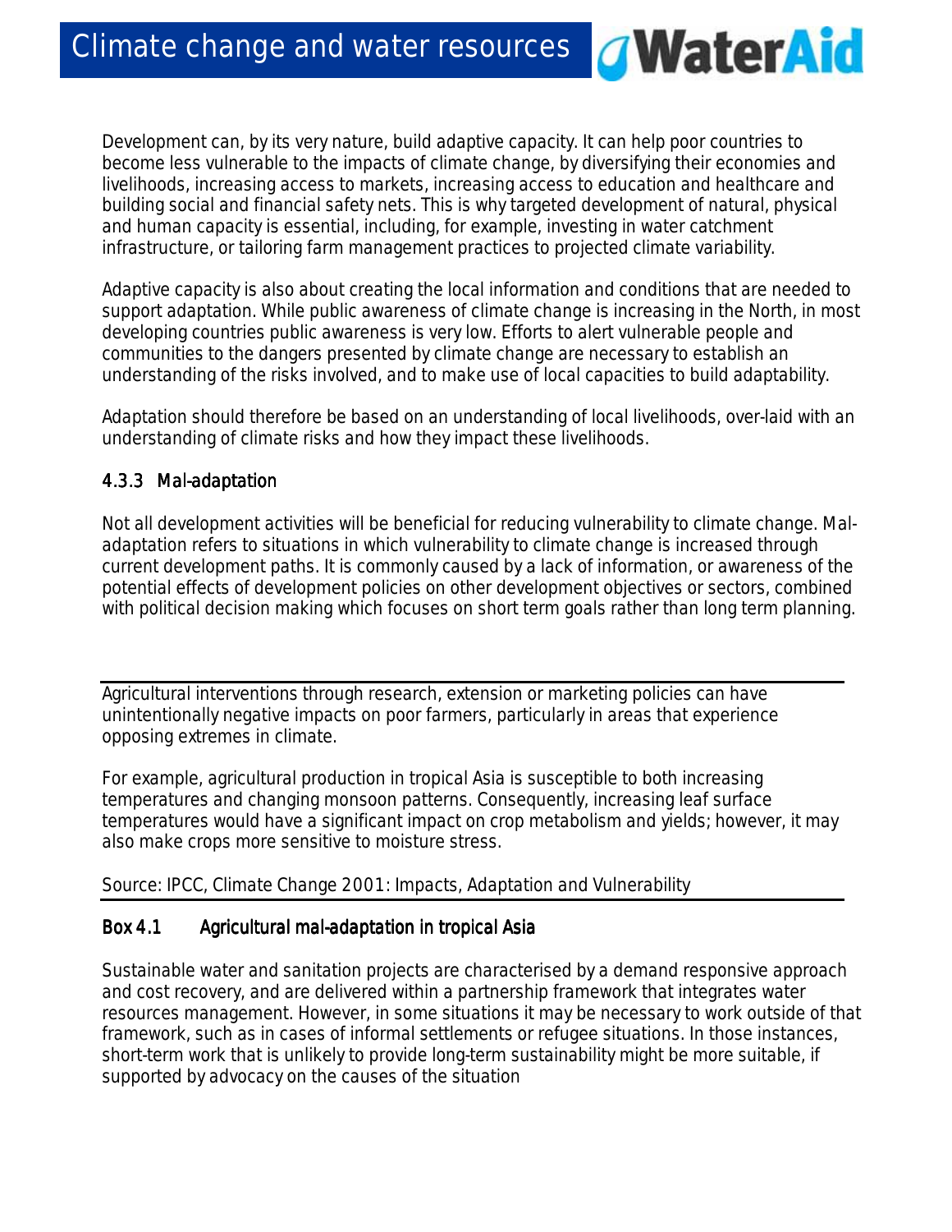Development can, by its very nature, build adaptive capacity. It can help poor countries to become less vulnerable to the impacts of climate change, by diversifying their economies and livelihoods, increasing access to markets, increasing access to education and healthcare and building social and financial safety nets. This is why targeted development of natural, physical and human capacity is essential, including, for example, investing in water catchment infrastructure, or tailoring farm management practices to projected climate variability.

Adaptive capacity is also about creating the local information and conditions that are needed to support adaptation. While public awareness of climate change is increasing in the North, in most developing countries public awareness is very low. Efforts to alert vulnerable people and communities to the dangers presented by climate change are necessary to establish an understanding of the risks involved, and to make use of local capacities to build adaptability.

Adaptation should therefore be based on an understanding of local livelihoods, over-laid with an understanding of climate risks and how they impact these livelihoods.

### 4.3.3 Mal-adaptation

Not all development activities will be beneficial for reducing vulnerability to climate change. Mal-adaptation refers to situations in which vulnerability to climate change is increased through current development paths. It is commonly caused by a lack of information, or awareness of the potential effects of development policies on other development objectives or sectors, combined with political decision making which focuses on short term goals rather than long term planning.

---

Agricultural interventions through research, extension or marketing policies can have unintentionally negative impacts on poor farmers, particularly in areas that experience opposing extremes in climate.

For example, agricultural production in tropical Asia is susceptible to both increasing temperatures and changing monsoon patterns. Consequently, increasing leaf surface temperatures would have a significant impact on crop metabolism and yields; however, it may also make crops more sensitive to moisture stress.

Source: IPCC, Climate Change 2001: Impacts, Adaptation and Vulnerability

---

**Box 4.1 Agricultural mal-adaptation in tropical Asia**

Sustainable water and sanitation projects are characterised by a demand responsive approach and cost recovery, and are delivered within a partnership framework that integrates water resources management. However, in some situations it may be necessary to work outside of that framework, such as in cases of informal settlements or refugee situations. In those instances, short-term work that is unlikely to provide long-term sustainability might be more suitable, if supported by advocacy on the causes of the situation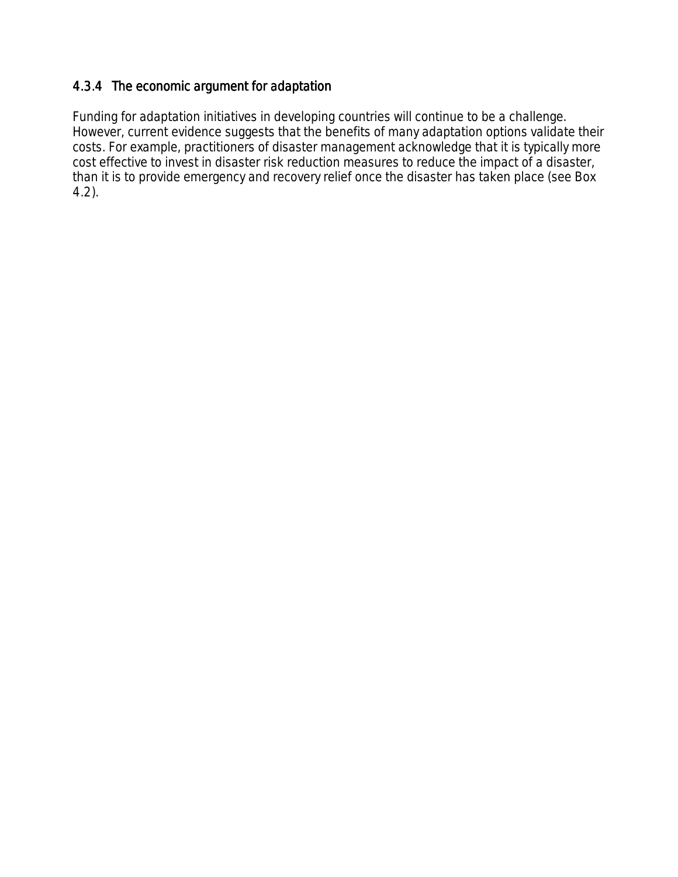### 4.3.4 The economic argument for adaptation

Funding for adaptation initiatives in developing countries will continue to be a challenge. However, current evidence suggests that the benefits of many adaptation options validate their costs. For example, practitioners of disaster management acknowledge that it is typically more cost effective to invest in disaster risk reduction measures to reduce the impact of a disaster, than it is to provide emergency and recovery relief once the disaster has taken place (see Box 4.2).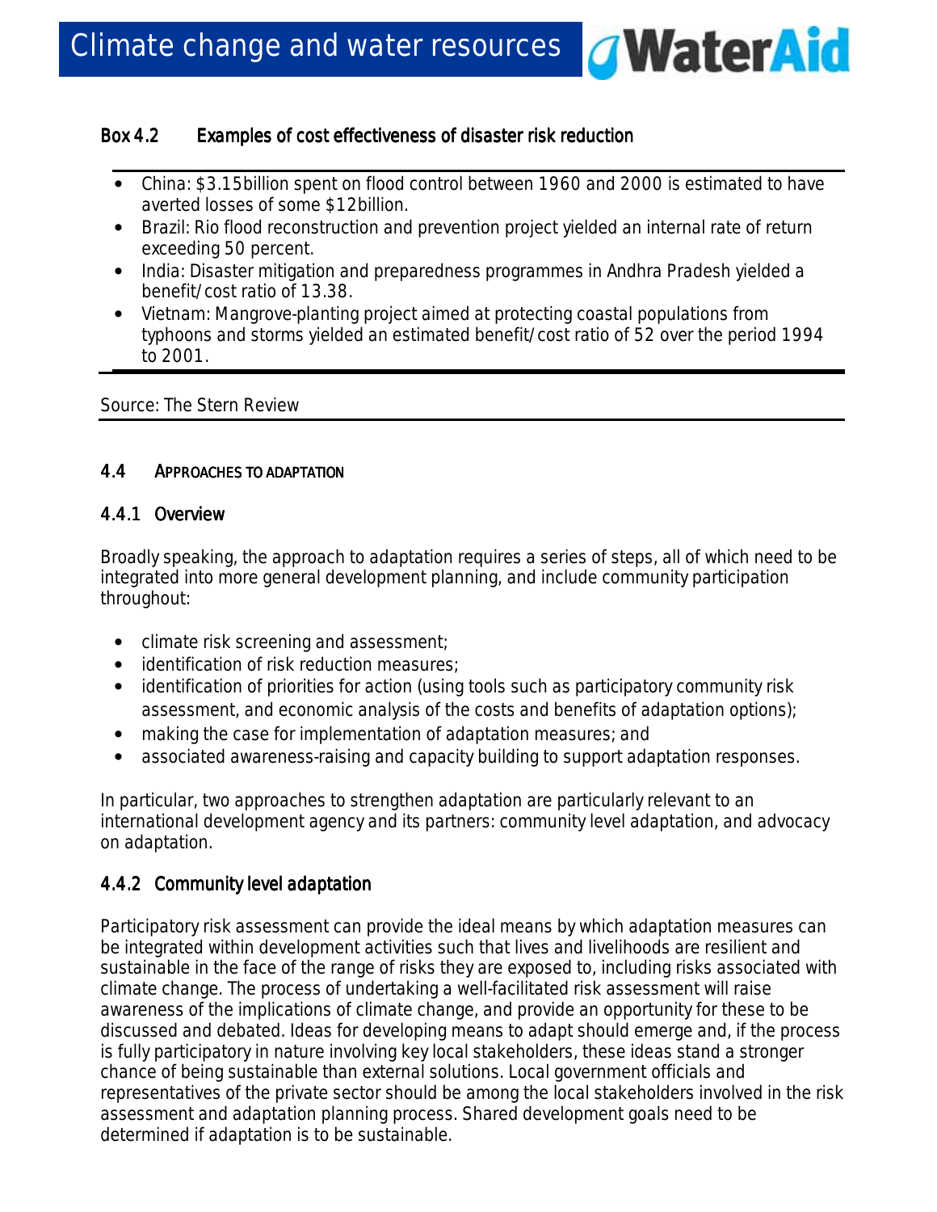**Box 4.2 Examples of cost effectiveness of disaster risk reduction**

- China: $3.15billion spent on flood control between 1960 and 2000 is estimated to have averted losses of some $12billion.
- Brazil: Rio flood reconstruction and prevention project yielded an internal rate of return exceeding 50 percent.
- India: Disaster mitigation and preparedness programmes in Andhra Pradesh yielded a benefit/cost ratio of 13.38.
- Vietnam: Mangrove-planting project aimed at protecting coastal populations from typhoons and storms yielded an estimated benefit/cost ratio of 52 over the period 1994 to 2001.

Source: The Stern Review

## 4.4 Approaches to adaptation

### 4.4.1 Overview

Broadly speaking, the approach to adaptation requires a series of steps, all of which need to be integrated into more general development planning, and include community participation throughout:

- climate risk screening and assessment;
- identification of risk reduction measures;
- identification of priorities for action (using tools such as participatory community risk assessment, and economic analysis of the costs and benefits of adaptation options);
- making the case for implementation of adaptation measures; and
- associated awareness-raising and capacity building to support adaptation responses.

In particular, two approaches to strengthen adaptation are particularly relevant to an international development agency and its partners: community level adaptation, and advocacy on adaptation.

### 4.4.2 Community level adaptation

Participatory risk assessment can provide the ideal means by which adaptation measures can be integrated within development activities such that lives and livelihoods are resilient and sustainable in the face of the range of risks they are exposed to, including risks associated with climate change. The process of undertaking a well-facilitated risk assessment will raise awareness of the implications of climate change, and provide an opportunity for these to be discussed and debated. Ideas for developing means to adapt should emerge and, if the process is fully participatory in nature involving key local stakeholders, these ideas stand a stronger chance of being sustainable than external solutions. Local government officials and representatives of the private sector should be among the local stakeholders involved in the risk assessment and adaptation planning process. Shared development goals need to be determined if adaptation is to be sustainable.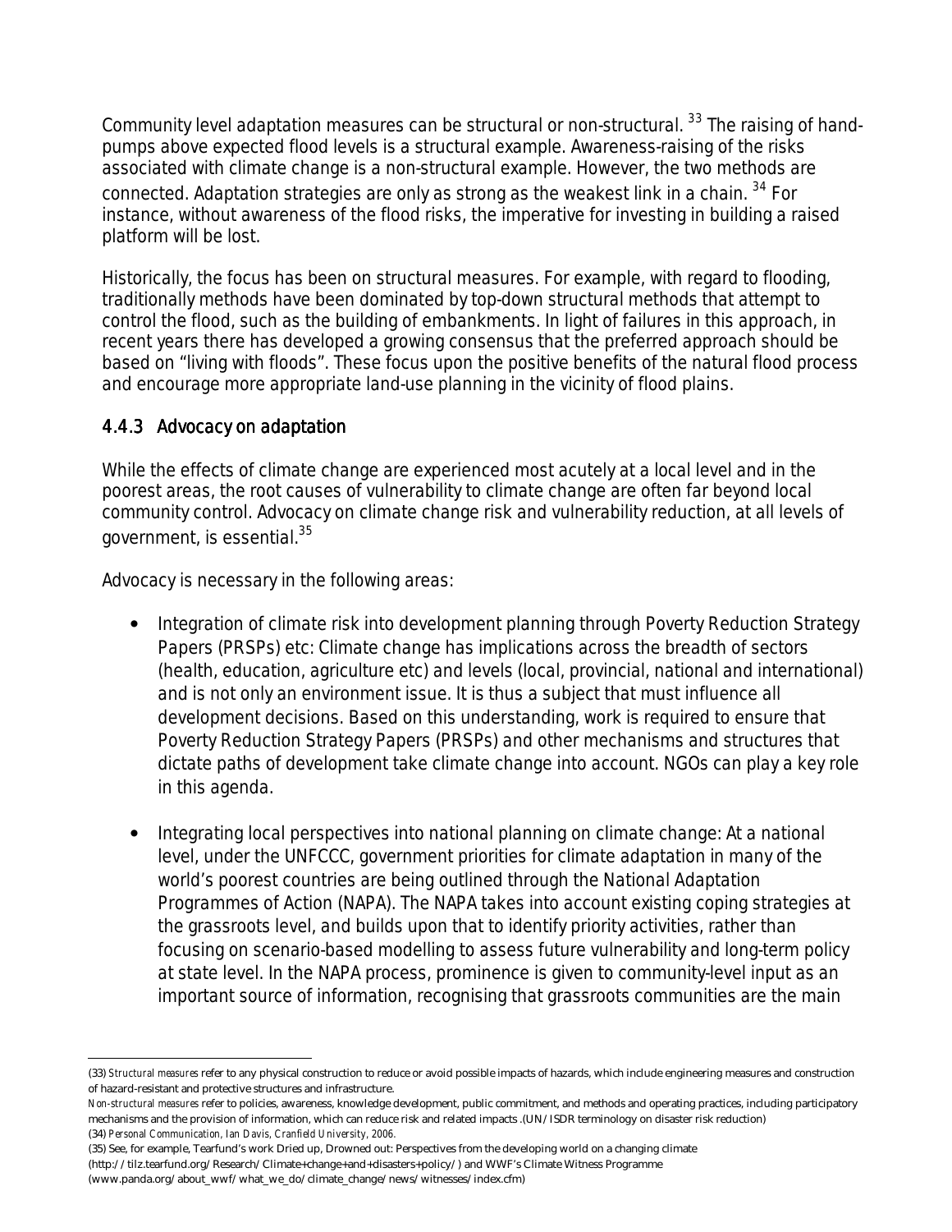Community level adaptation measures can be structural or non-structural. [33] The raising of hand-pumps above expected flood levels is a structural example. Awareness-raising of the risks associated with climate change is a non-structural example. However, the two methods are connected. Adaptation strategies are only as strong as the weakest link in a chain. [34] For instance, without awareness of the flood risks, the imperative for investing in building a raised platform will be lost.

Historically, the focus has been on structural measures. For example, with regard to flooding, traditionally methods have been dominated by top-down structural methods that attempt to control the flood, such as the building of embankments. In light of failures in this approach, in recent years there has developed a growing consensus that the preferred approach should be based on "living with floods". These focus upon the positive benefits of the natural flood process and encourage more appropriate land-use planning in the vicinity of flood plains.

### 4.4.3 Advocacy on adaptation

While the effects of climate change are experienced most acutely at a local level and in the poorest areas, the root causes of vulnerability to climate change are often far beyond local community control. Advocacy on climate change risk and vulnerability reduction, at all levels of government, is essential.[35]

Advocacy is necessary in the following areas:

- Integration of climate risk into development planning through Poverty Reduction Strategy Papers (PRSPs) etc: Climate change has implications across the breadth of sectors (health, education, agriculture etc) and levels (local, provincial, national and international) and is not only an environment issue. It is thus a subject that must influence all development decisions. Based on this understanding, work is required to ensure that Poverty Reduction Strategy Papers (PRSPs) and other mechanisms and structures that dictate paths of development take climate change into account. NGOs can play a key role in this agenda.

- Integrating local perspectives into national planning on climate change: At a national level, under the UNFCCC, government priorities for climate adaptation in many of the world's poorest countries are being outlined through the National Adaptation Programmes of Action (NAPA). The NAPA takes into account existing coping strategies at the grassroots level, and builds upon that to identify priority activities, rather than focusing on scenario-based modelling to assess future vulnerability and long-term policy at state level. In the NAPA process, prominence is given to community-level input as an important source of information, recognising that grassroots communities are the main

---

(33) *Structural measures* refer to any physical construction to reduce or avoid possible impacts of hazards, which include engineering measures and construction of hazard-resistant and protective structures and infrastructure.

*Non-structural measures* refer to policies, awareness, knowledge development, public commitment, and methods and operating practices, including participatory mechanisms and the provision of information, which can reduce risk and related impacts .(UN/ISDR terminology on disaster risk reduction)

(34) *Personal Communication, Ian Davis, Cranfield University, 2006.*

(35) See, for example, Tearfund's work Dried up, Drowned out: Perspectives from the developing world on a changing climate (http://tilz.tearfund.org/Research/Climate+change+and+disasters+policy/) and WWF's Climate Witness Programme (www.panda.org/about_wwf/what_we_do/climate_change/news/witnesses/index.cfm)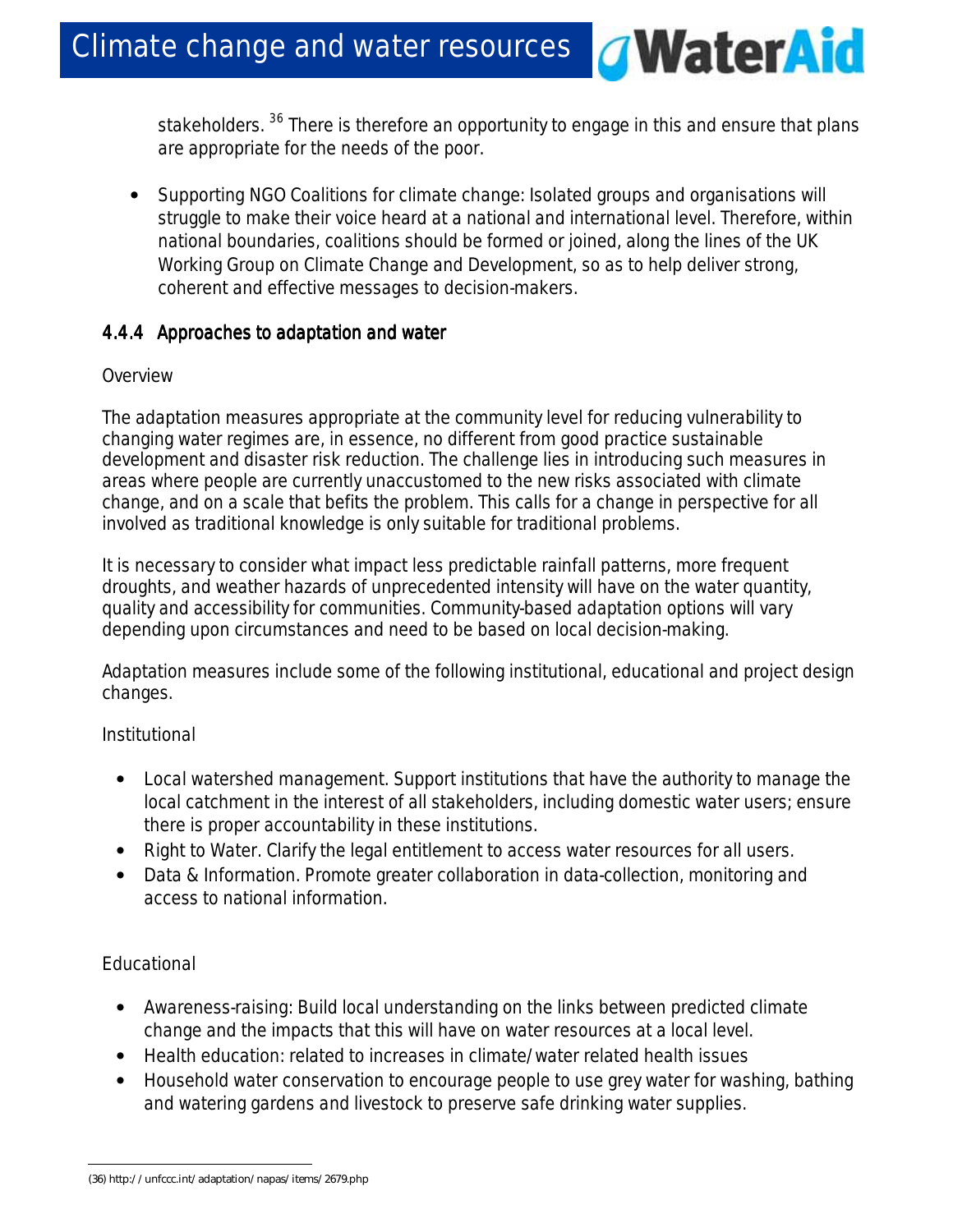stakeholders. [36] There is therefore an opportunity to engage in this and ensure that plans are appropriate for the needs of the poor.

- Supporting NGO Coalitions for climate change: Isolated groups and organisations will struggle to make their voice heard at a national and international level. Therefore, within national boundaries, coalitions should be formed or joined, along the lines of the UK Working Group on Climate Change and Development, so as to help deliver strong, coherent and effective messages to decision-makers.

### 4.4.4 Approaches to adaptation and water

Overview

The adaptation measures appropriate at the community level for reducing vulnerability to changing water regimes are, in essence, no different from good practice sustainable development and disaster risk reduction. The challenge lies in introducing such measures in areas where people are currently unaccustomed to the new risks associated with climate change, and on a scale that befits the problem. This calls for a change in perspective for all involved as traditional knowledge is only suitable for traditional problems.

It is necessary to consider what impact less predictable rainfall patterns, more frequent droughts, and weather hazards of unprecedented intensity will have on the water quantity, quality and accessibility for communities. Community-based adaptation options will vary depending upon circumstances and need to be based on local decision-making.

Adaptation measures include some of the following institutional, educational and project design changes.

Institutional

- Local watershed management. Support institutions that have the authority to manage the local catchment in the interest of all stakeholders, including domestic water users; ensure there is proper accountability in these institutions.
- Right to Water. Clarify the legal entitlement to access water resources for all users.
- Data & Information. Promote greater collaboration in data-collection, monitoring and access to national information.

Educational

- Awareness-raising: Build local understanding on the links between predicted climate change and the impacts that this will have on water resources at a local level.
- Health education: related to increases in climate/water related health issues
- Household water conservation to encourage people to use grey water for washing, bathing and watering gardens and livestock to preserve safe drinking water supplies.

(36) http://unfccc.int/adaptation/napas/items/2679.php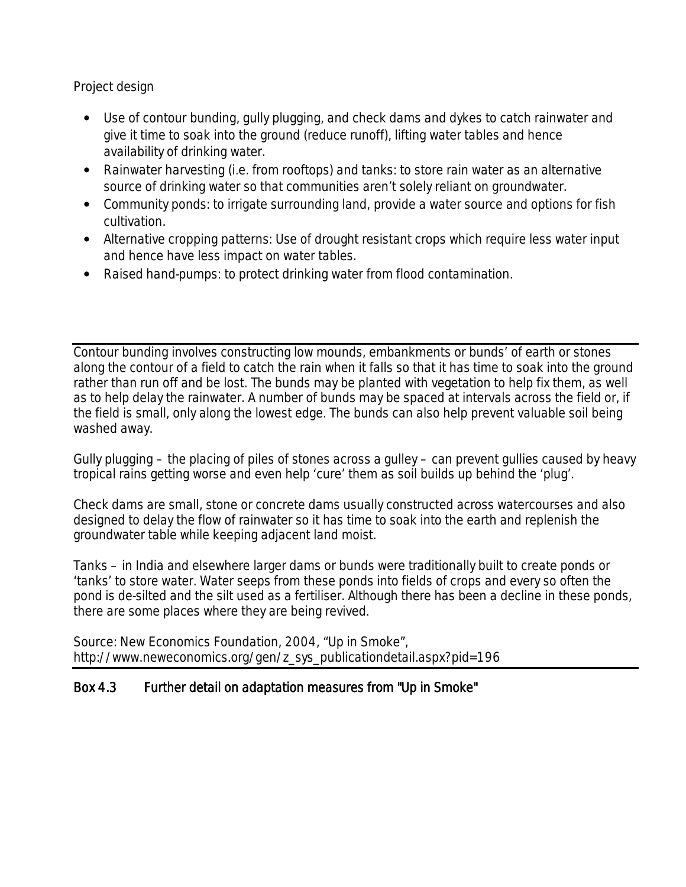Project design

- Use of contour bunding, gully plugging, and check dams and dykes to catch rainwater and give it time to soak into the ground (reduce runoff), lifting water tables and hence availability of drinking water.
- Rainwater harvesting (i.e. from rooftops) and tanks: to store rain water as an alternative source of drinking water so that communities aren't solely reliant on groundwater.
- Community ponds: to irrigate surrounding land, provide a water source and options for fish cultivation.
- Alternative cropping patterns: Use of drought resistant crops which require less water input and hence have less impact on water tables.
- Raised hand-pumps: to protect drinking water from flood contamination.

---

Contour bunding involves constructing low mounds, embankments or bunds' of earth or stones along the contour of a field to catch the rain when it falls so that it has time to soak into the ground rather than run off and be lost. The bunds may be planted with vegetation to help fix them, as well as to help delay the rainwater. A number of bunds may be spaced at intervals across the field or, if the field is small, only along the lowest edge. The bunds can also help prevent valuable soil being washed away.

Gully plugging – the placing of piles of stones across a gulley – can prevent gullies caused by heavy tropical rains getting worse and even help 'cure' them as soil builds up behind the 'plug'.

Check dams are small, stone or concrete dams usually constructed across watercourses and also designed to delay the flow of rainwater so it has time to soak into the earth and replenish the groundwater table while keeping adjacent land moist.

Tanks – in India and elsewhere larger dams or bunds were traditionally built to create ponds or 'tanks' to store water. Water seeps from these ponds into fields of crops and every so often the pond is de-silted and the silt used as a fertiliser. Although there has been a decline in these ponds, there are some places where they are being revived.

Source: New Economics Foundation, 2004, "Up in Smoke", http://www.neweconomics.org/gen/z_sys_publicationdetail.aspx?pid=196

---

**Box 4.3 Further detail on adaptation measures from "Up in Smoke"**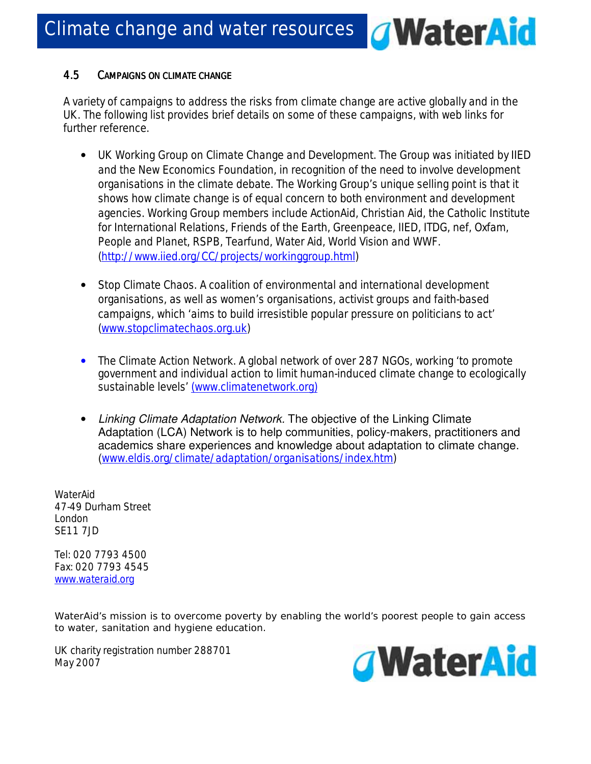### 4.5 Campaigns on climate change

A variety of campaigns to address the risks from climate change are active globally and in the UK. The following list provides brief details on some of these campaigns, with web links for further reference.

- UK Working Group on Climate Change and Development. The Group was initiated by IIED and the New Economics Foundation, in recognition of the need to involve development organisations in the climate debate. The Working Group's unique selling point is that it shows how climate change is of equal concern to both environment and development agencies. Working Group members include ActionAid, Christian Aid, the Catholic Institute for International Relations, Friends of the Earth, Greenpeace, IIED, ITDG, nef, Oxfam, People and Planet, RSPB, Tearfund, Water Aid, World Vision and WWF. (http://www.iied.org/CC/projects/workinggroup.html)

- Stop Climate Chaos. A coalition of environmental and international development organisations, as well as women's organisations, activist groups and faith-based campaigns, which 'aims to build irresistible popular pressure on politicians to act' (www.stopclimatechaos.org.uk)

- The Climate Action Network. A global network of over 287 NGOs, working 'to promote government and individual action to limit human-induced climate change to ecologically sustainable levels' (www.climatenetwork.org)

- *Linking Climate Adaptation Network.* The objective of the Linking Climate Adaptation (LCA) Network is to help communities, policy-makers, practitioners and academics share experiences and knowledge about adaptation to climate change. (www.eldis.org/climate/adaptation/organisations/index.htm)

WaterAid
47-49 Durham Street
London
SE11 7JD

Tel: 020 7793 4500
Fax: 020 7793 4545
www.wateraid.org

WaterAid's mission is to overcome poverty by enabling the world's poorest people to gain access to water, sanitation and hygiene education.

UK charity registration number 288701
May 2007